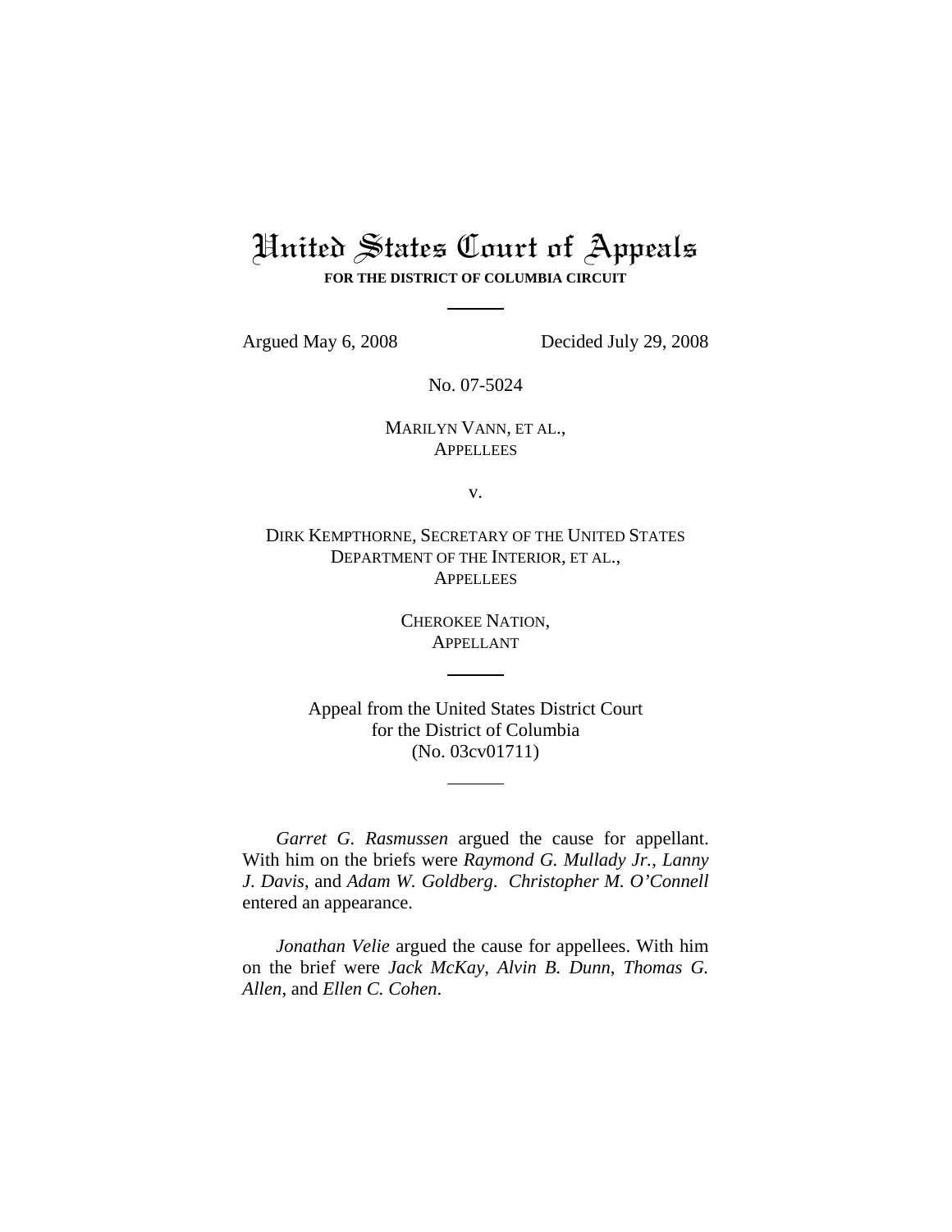# United States Court of Appeals

**FOR THE DISTRICT OF COLUMBIA CIRCUIT**

---

Argued May 6, 2008 Decided July 29, 2008

No. 07-5024

MARILYN VANN, ET AL.,
APPELLEES

v.

DIRK KEMPTHORNE, SECRETARY OF THE UNITED STATES DEPARTMENT OF THE INTERIOR, ET AL.,
APPELLEES

CHEROKEE NATION,
APPELLANT

---

Appeal from the United States District Court
for the District of Columbia
(No. 03cv01711)

---

*Garret G. Rasmussen* argued the cause for appellant. With him on the briefs were *Raymond G. Mullady Jr.*, *Lanny J. Davis*, and *Adam W. Goldberg*. *Christopher M. O'Connell* entered an appearance.

*Jonathan Velie* argued the cause for appellees. With him on the brief were *Jack McKay*, *Alvin B. Dunn*, *Thomas G. Allen*, and *Ellen C. Cohen*.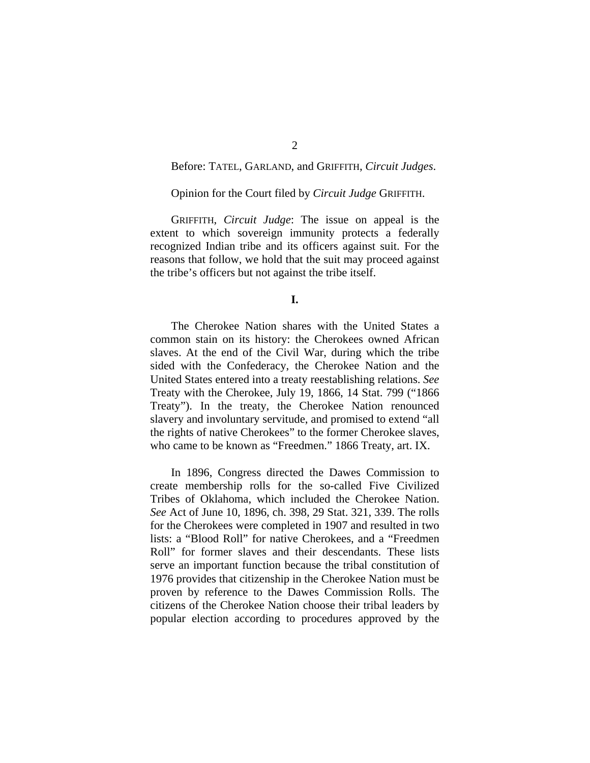Before: TATEL, GARLAND, and GRIFFITH, *Circuit Judges*.

Opinion for the Court filed by *Circuit Judge* GRIFFITH.

GRIFFITH, *Circuit Judge*: The issue on appeal is the extent to which sovereign immunity protects a federally recognized Indian tribe and its officers against suit. For the reasons that follow, we hold that the suit may proceed against the tribe's officers but not against the tribe itself.

**I.**

The Cherokee Nation shares with the United States a common stain on its history: the Cherokees owned African slaves. At the end of the Civil War, during which the tribe sided with the Confederacy, the Cherokee Nation and the United States entered into a treaty reestablishing relations. *See* Treaty with the Cherokee, July 19, 1866, 14 Stat. 799 ("1866 Treaty"). In the treaty, the Cherokee Nation renounced slavery and involuntary servitude, and promised to extend "all the rights of native Cherokees" to the former Cherokee slaves, who came to be known as "Freedmen." 1866 Treaty, art. IX.

In 1896, Congress directed the Dawes Commission to create membership rolls for the so-called Five Civilized Tribes of Oklahoma, which included the Cherokee Nation. *See* Act of June 10, 1896, ch. 398, 29 Stat. 321, 339. The rolls for the Cherokees were completed in 1907 and resulted in two lists: a "Blood Roll" for native Cherokees, and a "Freedmen Roll" for former slaves and their descendants. These lists serve an important function because the tribal constitution of 1976 provides that citizenship in the Cherokee Nation must be proven by reference to the Dawes Commission Rolls. The citizens of the Cherokee Nation choose their tribal leaders by popular election according to procedures approved by the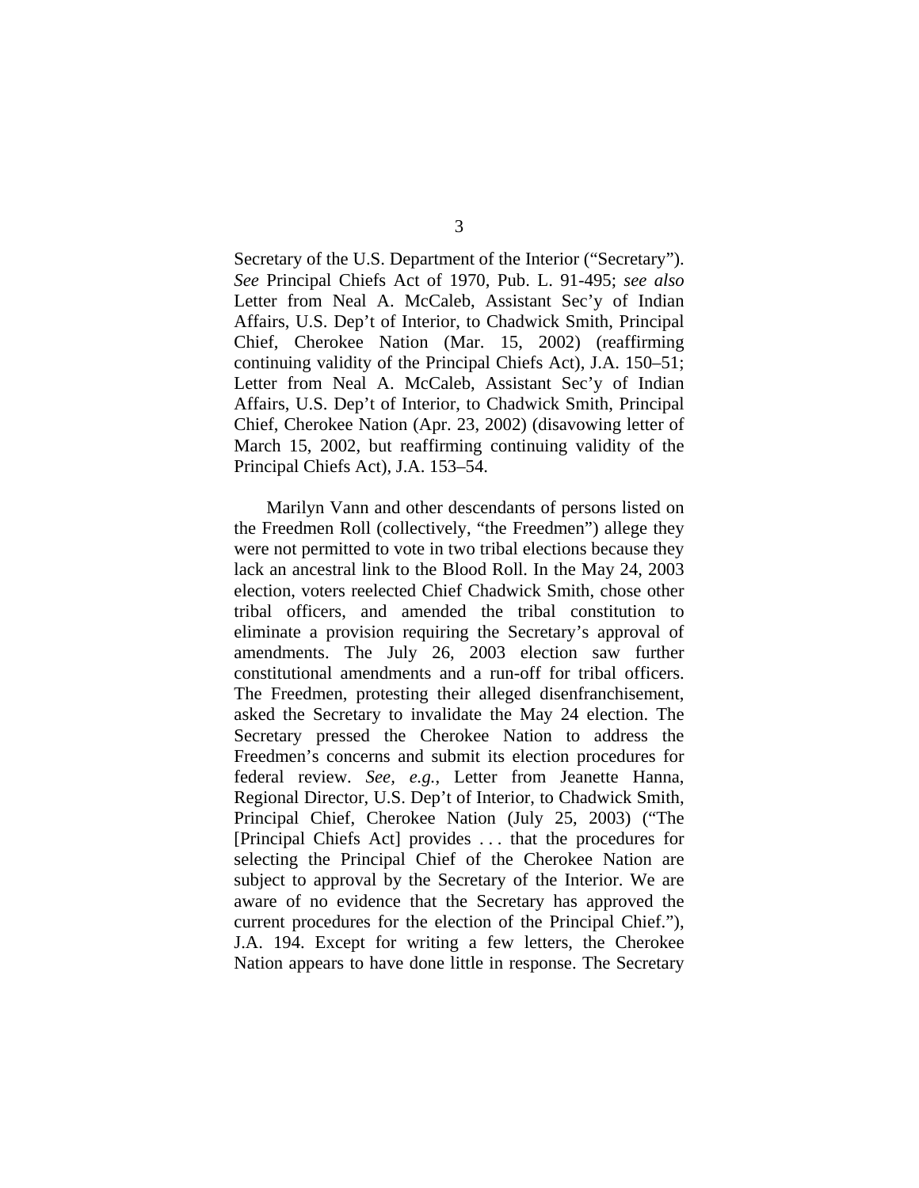Secretary of the U.S. Department of the Interior ("Secretary"). *See* Principal Chiefs Act of 1970, Pub. L. 91-495; *see also* Letter from Neal A. McCaleb, Assistant Sec'y of Indian Affairs, U.S. Dep't of Interior, to Chadwick Smith, Principal Chief, Cherokee Nation (Mar. 15, 2002) (reaffirming continuing validity of the Principal Chiefs Act), J.A. 150–51; Letter from Neal A. McCaleb, Assistant Sec'y of Indian Affairs, U.S. Dep't of Interior, to Chadwick Smith, Principal Chief, Cherokee Nation (Apr. 23, 2002) (disavowing letter of March 15, 2002, but reaffirming continuing validity of the Principal Chiefs Act), J.A. 153–54.

Marilyn Vann and other descendants of persons listed on the Freedmen Roll (collectively, "the Freedmen") allege they were not permitted to vote in two tribal elections because they lack an ancestral link to the Blood Roll. In the May 24, 2003 election, voters reelected Chief Chadwick Smith, chose other tribal officers, and amended the tribal constitution to eliminate a provision requiring the Secretary's approval of amendments. The July 26, 2003 election saw further constitutional amendments and a run-off for tribal officers. The Freedmen, protesting their alleged disenfranchisement, asked the Secretary to invalidate the May 24 election. The Secretary pressed the Cherokee Nation to address the Freedmen's concerns and submit its election procedures for federal review. *See, e.g.*, Letter from Jeanette Hanna, Regional Director, U.S. Dep't of Interior, to Chadwick Smith, Principal Chief, Cherokee Nation (July 25, 2003) ("The [Principal Chiefs Act] provides . . . that the procedures for selecting the Principal Chief of the Cherokee Nation are subject to approval by the Secretary of the Interior. We are aware of no evidence that the Secretary has approved the current procedures for the election of the Principal Chief."), J.A. 194. Except for writing a few letters, the Cherokee Nation appears to have done little in response. The Secretary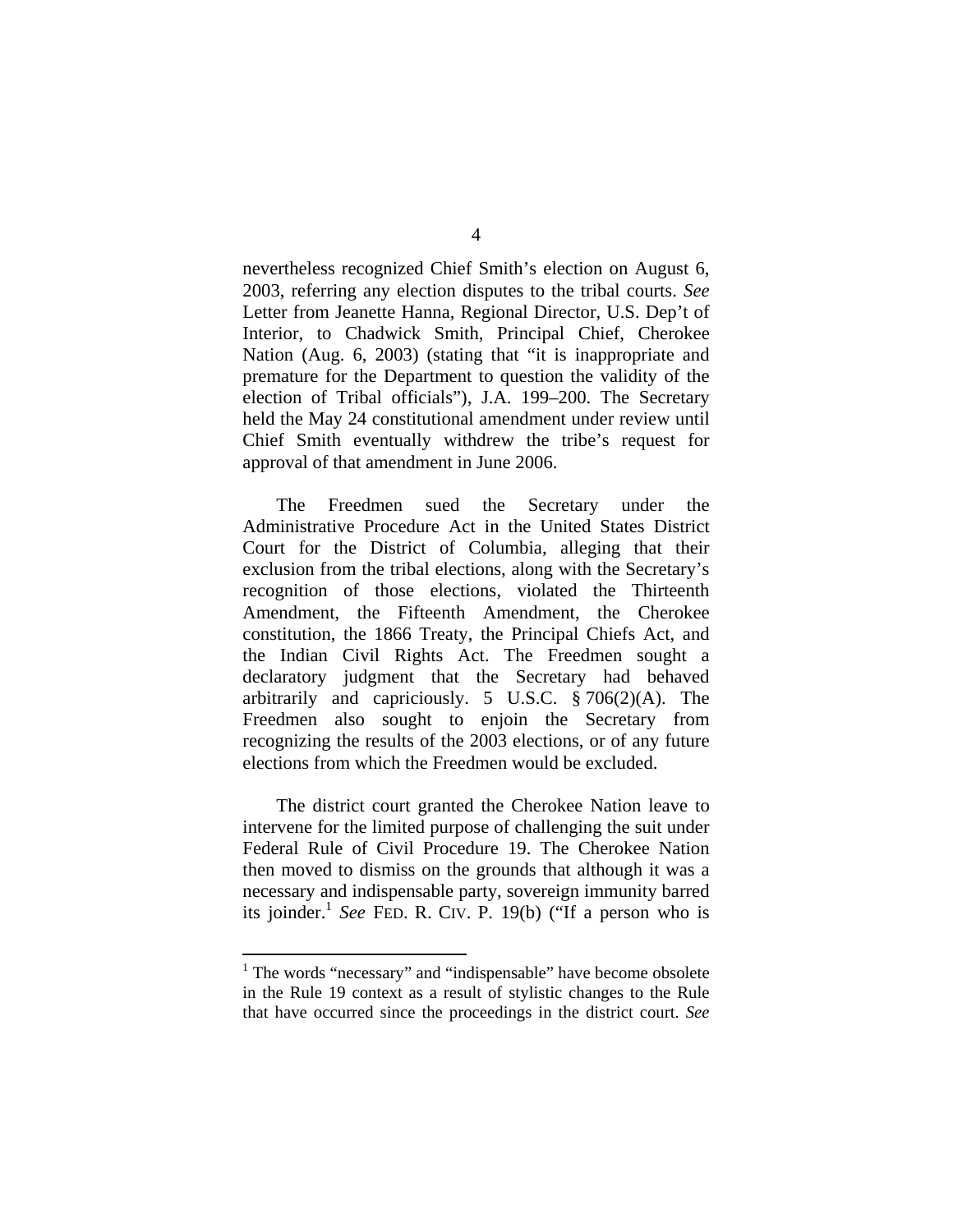nevertheless recognized Chief Smith's election on August 6, 2003, referring any election disputes to the tribal courts. *See* Letter from Jeanette Hanna, Regional Director, U.S. Dep't of Interior, to Chadwick Smith, Principal Chief, Cherokee Nation (Aug. 6, 2003) (stating that "it is inappropriate and premature for the Department to question the validity of the election of Tribal officials"), J.A. 199–200. The Secretary held the May 24 constitutional amendment under review until Chief Smith eventually withdrew the tribe's request for approval of that amendment in June 2006.

The Freedmen sued the Secretary under the Administrative Procedure Act in the United States District Court for the District of Columbia, alleging that their exclusion from the tribal elections, along with the Secretary's recognition of those elections, violated the Thirteenth Amendment, the Fifteenth Amendment, the Cherokee constitution, the 1866 Treaty, the Principal Chiefs Act, and the Indian Civil Rights Act. The Freedmen sought a declaratory judgment that the Secretary had behaved arbitrarily and capriciously. 5 U.S.C. § 706(2)(A). The Freedmen also sought to enjoin the Secretary from recognizing the results of the 2003 elections, or of any future elections from which the Freedmen would be excluded.

The district court granted the Cherokee Nation leave to intervene for the limited purpose of challenging the suit under Federal Rule of Civil Procedure 19. The Cherokee Nation then moved to dismiss on the grounds that although it was a necessary and indispensable party, sovereign immunity barred its joinder.[1] *See* FED. R. CIV. P. 19(b) ("If a person who is

[1] The words "necessary" and "indispensable" have become obsolete in the Rule 19 context as a result of stylistic changes to the Rule that have occurred since the proceedings in the district court. *See*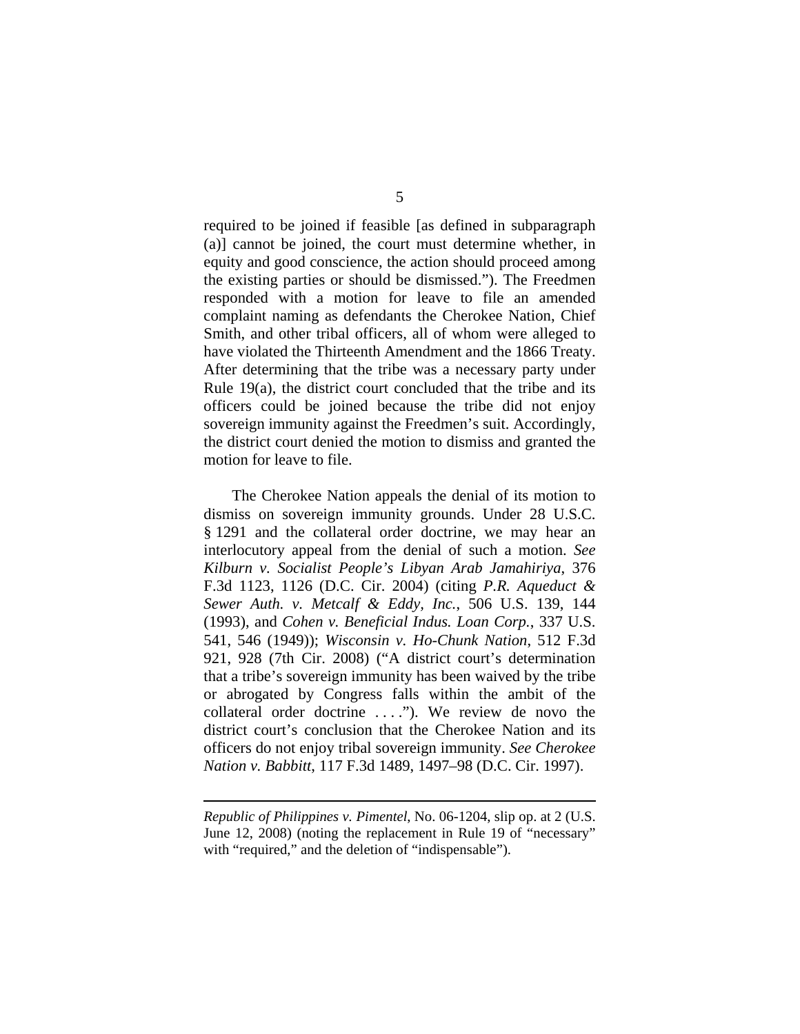required to be joined if feasible [as defined in subparagraph (a)] cannot be joined, the court must determine whether, in equity and good conscience, the action should proceed among the existing parties or should be dismissed."). The Freedmen responded with a motion for leave to file an amended complaint naming as defendants the Cherokee Nation, Chief Smith, and other tribal officers, all of whom were alleged to have violated the Thirteenth Amendment and the 1866 Treaty. After determining that the tribe was a necessary party under Rule 19(a), the district court concluded that the tribe and its officers could be joined because the tribe did not enjoy sovereign immunity against the Freedmen's suit. Accordingly, the district court denied the motion to dismiss and granted the motion for leave to file.

The Cherokee Nation appeals the denial of its motion to dismiss on sovereign immunity grounds. Under 28 U.S.C. § 1291 and the collateral order doctrine, we may hear an interlocutory appeal from the denial of such a motion. *See Kilburn v. Socialist People's Libyan Arab Jamahiriya*, 376 F.3d 1123, 1126 (D.C. Cir. 2004) (citing *P.R. Aqueduct & Sewer Auth. v. Metcalf & Eddy, Inc.*, 506 U.S. 139, 144 (1993), and *Cohen v. Beneficial Indus. Loan Corp.*, 337 U.S. 541, 546 (1949)); *Wisconsin v. Ho-Chunk Nation*, 512 F.3d 921, 928 (7th Cir. 2008) ("A district court's determination that a tribe's sovereign immunity has been waived by the tribe or abrogated by Congress falls within the ambit of the collateral order doctrine . . . ."). We review de novo the district court's conclusion that the Cherokee Nation and its officers do not enjoy tribal sovereign immunity. *See Cherokee Nation v. Babbitt*, 117 F.3d 1489, 1497–98 (D.C. Cir. 1997).

---

*Republic of Philippines v. Pimentel*, No. 06-1204, slip op. at 2 (U.S. June 12, 2008) (noting the replacement in Rule 19 of "necessary" with "required," and the deletion of "indispensable").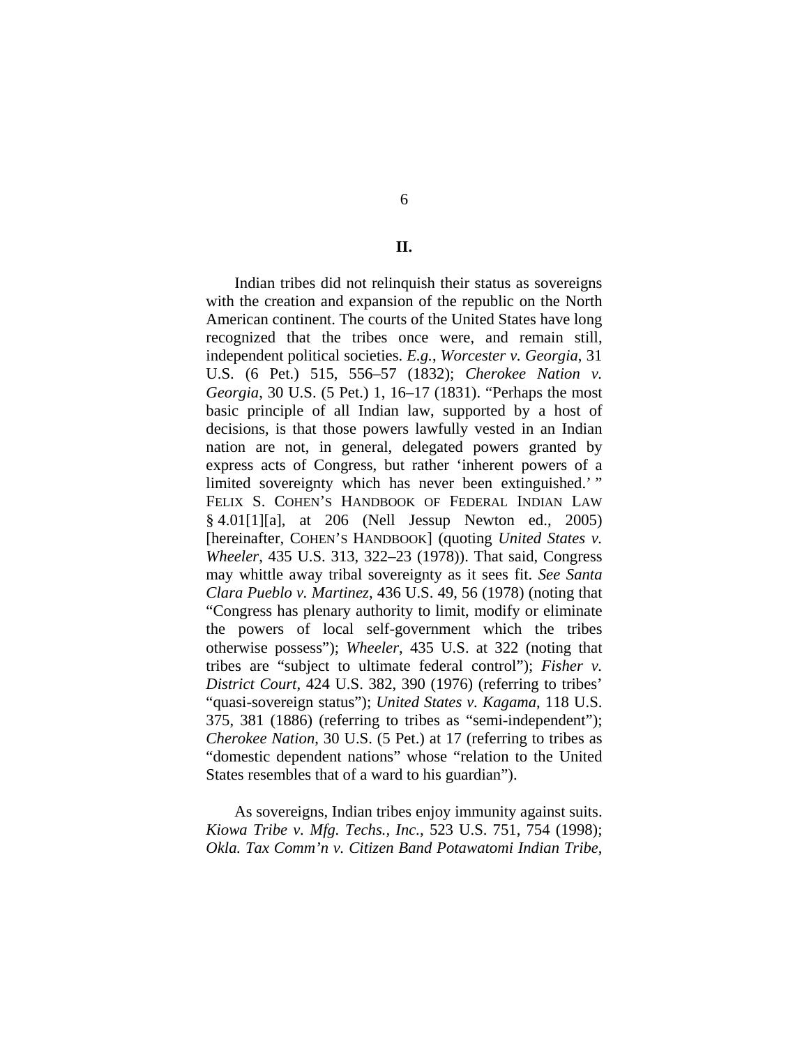## II.

Indian tribes did not relinquish their status as sovereigns with the creation and expansion of the republic on the North American continent. The courts of the United States have long recognized that the tribes once were, and remain still, independent political societies. *E.g.*, *Worcester v. Georgia*, 31 U.S. (6 Pet.) 515, 556–57 (1832); *Cherokee Nation v. Georgia*, 30 U.S. (5 Pet.) 1, 16–17 (1831). "Perhaps the most basic principle of all Indian law, supported by a host of decisions, is that those powers lawfully vested in an Indian nation are not, in general, delegated powers granted by express acts of Congress, but rather 'inherent powers of a limited sovereignty which has never been extinguished.' " FELIX S. COHEN'S HANDBOOK OF FEDERAL INDIAN LAW § 4.01[1][a], at 206 (Nell Jessup Newton ed., 2005) [hereinafter, COHEN'S HANDBOOK] (quoting *United States v. Wheeler*, 435 U.S. 313, 322–23 (1978)). That said, Congress may whittle away tribal sovereignty as it sees fit. *See Santa Clara Pueblo v. Martinez*, 436 U.S. 49, 56 (1978) (noting that "Congress has plenary authority to limit, modify or eliminate the powers of local self-government which the tribes otherwise possess"); *Wheeler*, 435 U.S. at 322 (noting that tribes are "subject to ultimate federal control"); *Fisher v. District Court*, 424 U.S. 382, 390 (1976) (referring to tribes' "quasi-sovereign status"); *United States v. Kagama*, 118 U.S. 375, 381 (1886) (referring to tribes as "semi-independent"); *Cherokee Nation*, 30 U.S. (5 Pet.) at 17 (referring to tribes as "domestic dependent nations" whose "relation to the United States resembles that of a ward to his guardian").

As sovereigns, Indian tribes enjoy immunity against suits. *Kiowa Tribe v. Mfg. Techs., Inc.*, 523 U.S. 751, 754 (1998); *Okla. Tax Comm'n v. Citizen Band Potawatomi Indian Tribe*,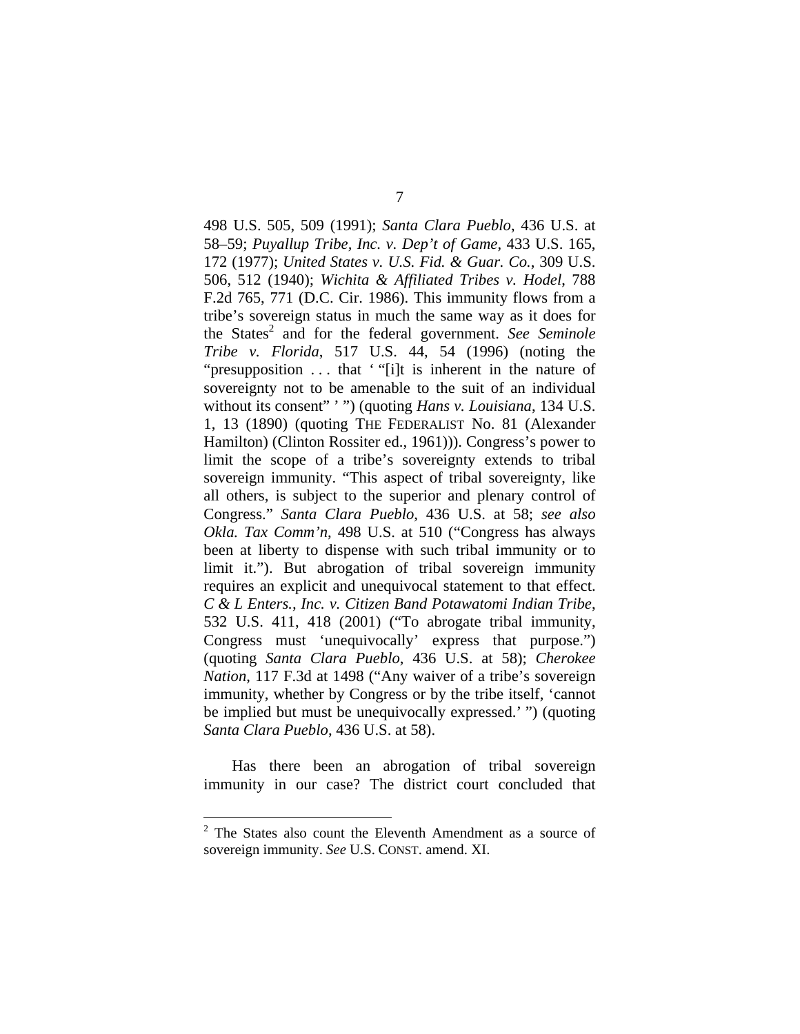498 U.S. 505, 509 (1991); *Santa Clara Pueblo*, 436 U.S. at 58–59; *Puyallup Tribe, Inc. v. Dep't of Game*, 433 U.S. 165, 172 (1977); *United States v. U.S. Fid. & Guar. Co.*, 309 U.S. 506, 512 (1940); *Wichita & Affiliated Tribes v. Hodel*, 788 F.2d 765, 771 (D.C. Cir. 1986). This immunity flows from a tribe's sovereign status in much the same way as it does for the States[2] and for the federal government. *See Seminole Tribe v. Florida*, 517 U.S. 44, 54 (1996) (noting the "presupposition . . . that ' "[i]t is inherent in the nature of sovereignty not to be amenable to the suit of an individual without its consent" ' ") (quoting *Hans v. Louisiana*, 134 U.S. 1, 13 (1890) (quoting THE FEDERALIST No. 81 (Alexander Hamilton) (Clinton Rossiter ed., 1961))). Congress's power to limit the scope of a tribe's sovereignty extends to tribal sovereign immunity. "This aspect of tribal sovereignty, like all others, is subject to the superior and plenary control of Congress." *Santa Clara Pueblo*, 436 U.S. at 58; *see also Okla. Tax Comm'n*, 498 U.S. at 510 ("Congress has always been at liberty to dispense with such tribal immunity or to limit it."). But abrogation of tribal sovereign immunity requires an explicit and unequivocal statement to that effect. *C & L Enters., Inc. v. Citizen Band Potawatomi Indian Tribe*, 532 U.S. 411, 418 (2001) ("To abrogate tribal immunity, Congress must 'unequivocally' express that purpose.") (quoting *Santa Clara Pueblo*, 436 U.S. at 58); *Cherokee Nation*, 117 F.3d at 1498 ("Any waiver of a tribe's sovereign immunity, whether by Congress or by the tribe itself, 'cannot be implied but must be unequivocally expressed.' ") (quoting *Santa Clara Pueblo*, 436 U.S. at 58).

Has there been an abrogation of tribal sovereign immunity in our case? The district court concluded that

---

[2] The States also count the Eleventh Amendment as a source of sovereign immunity. *See* U.S. CONST. amend. XI.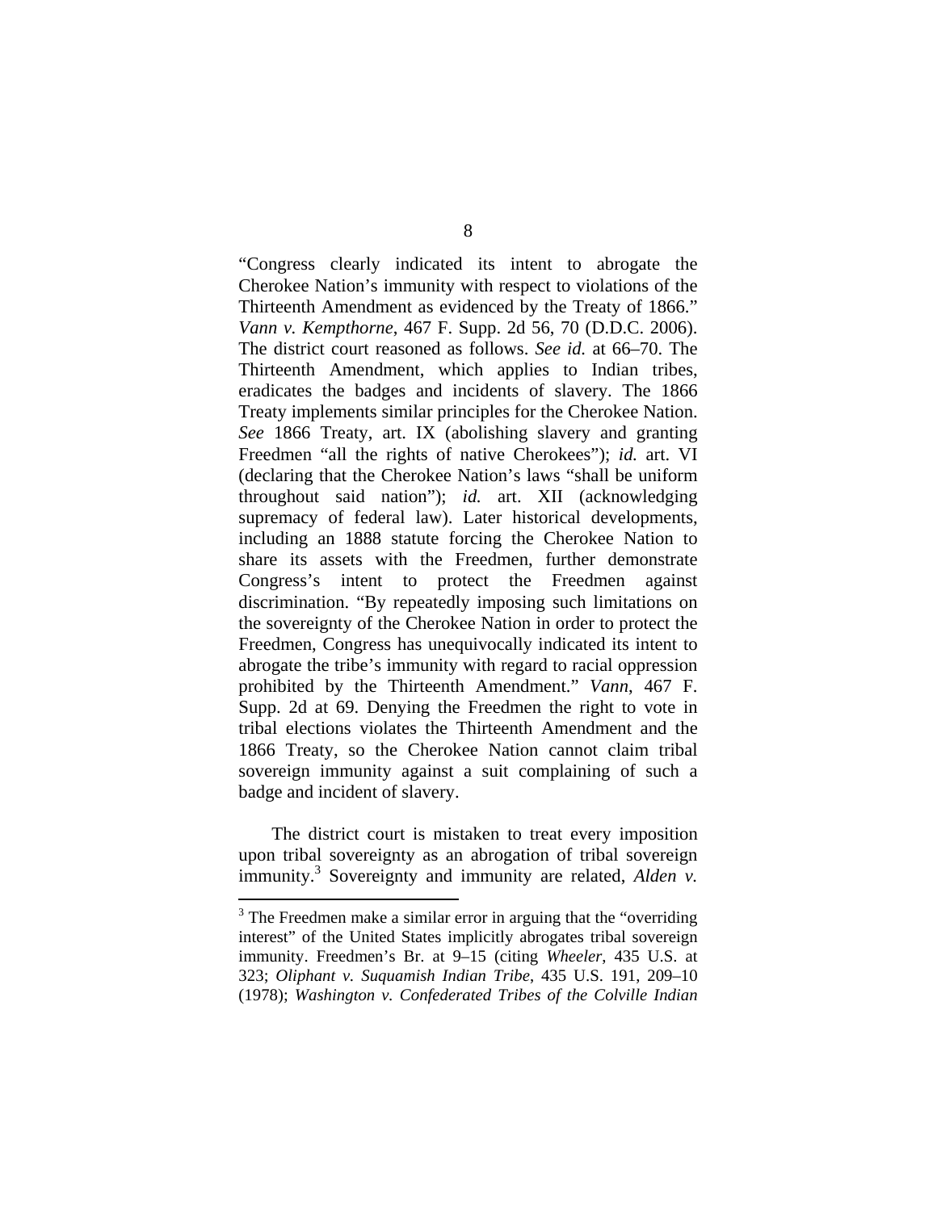"Congress clearly indicated its intent to abrogate the Cherokee Nation's immunity with respect to violations of the Thirteenth Amendment as evidenced by the Treaty of 1866." *Vann v. Kempthorne*, 467 F. Supp. 2d 56, 70 (D.D.C. 2006). The district court reasoned as follows. *See id.* at 66–70. The Thirteenth Amendment, which applies to Indian tribes, eradicates the badges and incidents of slavery. The 1866 Treaty implements similar principles for the Cherokee Nation. *See* 1866 Treaty, art. IX (abolishing slavery and granting Freedmen "all the rights of native Cherokees"); *id.* art. VI (declaring that the Cherokee Nation's laws "shall be uniform throughout said nation"); *id.* art. XII (acknowledging supremacy of federal law). Later historical developments, including an 1888 statute forcing the Cherokee Nation to share its assets with the Freedmen, further demonstrate Congress's intent to protect the Freedmen against discrimination. "By repeatedly imposing such limitations on the sovereignty of the Cherokee Nation in order to protect the Freedmen, Congress has unequivocally indicated its intent to abrogate the tribe's immunity with regard to racial oppression prohibited by the Thirteenth Amendment." *Vann*, 467 F. Supp. 2d at 69. Denying the Freedmen the right to vote in tribal elections violates the Thirteenth Amendment and the 1866 Treaty, so the Cherokee Nation cannot claim tribal sovereign immunity against a suit complaining of such a badge and incident of slavery.

The district court is mistaken to treat every imposition upon tribal sovereignty as an abrogation of tribal sovereign immunity.[3] Sovereignty and immunity are related, *Alden v.*

[3] The Freedmen make a similar error in arguing that the "overriding interest" of the United States implicitly abrogates tribal sovereign immunity. Freedmen's Br. at 9–15 (citing *Wheeler*, 435 U.S. at 323; *Oliphant v. Suquamish Indian Tribe*, 435 U.S. 191, 209–10 (1978); *Washington v. Confederated Tribes of the Colville Indian*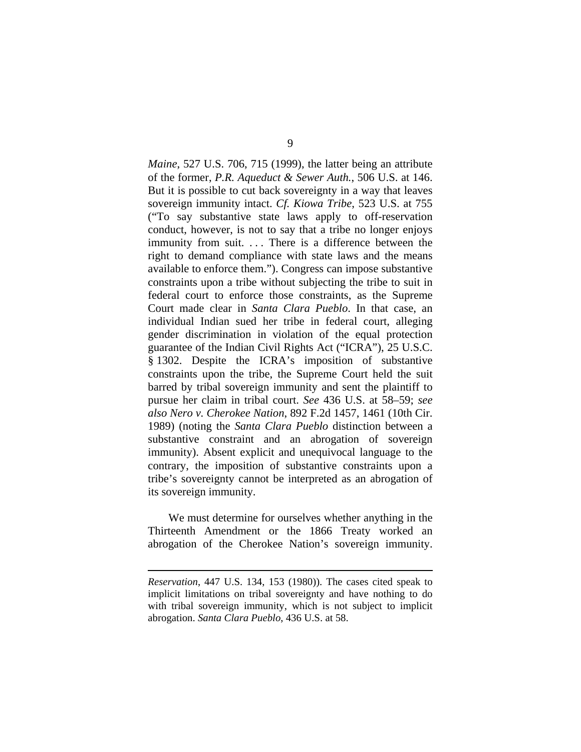*Maine*, 527 U.S. 706, 715 (1999), the latter being an attribute of the former, *P.R. Aqueduct & Sewer Auth.*, 506 U.S. at 146. But it is possible to cut back sovereignty in a way that leaves sovereign immunity intact. *Cf. Kiowa Tribe*, 523 U.S. at 755 ("To say substantive state laws apply to off-reservation conduct, however, is not to say that a tribe no longer enjoys immunity from suit. . . . There is a difference between the right to demand compliance with state laws and the means available to enforce them."). Congress can impose substantive constraints upon a tribe without subjecting the tribe to suit in federal court to enforce those constraints, as the Supreme Court made clear in *Santa Clara Pueblo*. In that case, an individual Indian sued her tribe in federal court, alleging gender discrimination in violation of the equal protection guarantee of the Indian Civil Rights Act ("ICRA"), 25 U.S.C. § 1302. Despite the ICRA's imposition of substantive constraints upon the tribe, the Supreme Court held the suit barred by tribal sovereign immunity and sent the plaintiff to pursue her claim in tribal court. *See* 436 U.S. at 58–59; *see also Nero v. Cherokee Nation*, 892 F.2d 1457, 1461 (10th Cir. 1989) (noting the *Santa Clara Pueblo* distinction between a substantive constraint and an abrogation of sovereign immunity). Absent explicit and unequivocal language to the contrary, the imposition of substantive constraints upon a tribe's sovereignty cannot be interpreted as an abrogation of its sovereign immunity.

We must determine for ourselves whether anything in the Thirteenth Amendment or the 1866 Treaty worked an abrogation of the Cherokee Nation's sovereign immunity.

---

*Reservation*, 447 U.S. 134, 153 (1980)). The cases cited speak to implicit limitations on tribal sovereignty and have nothing to do with tribal sovereign immunity, which is not subject to implicit abrogation. *Santa Clara Pueblo*, 436 U.S. at 58.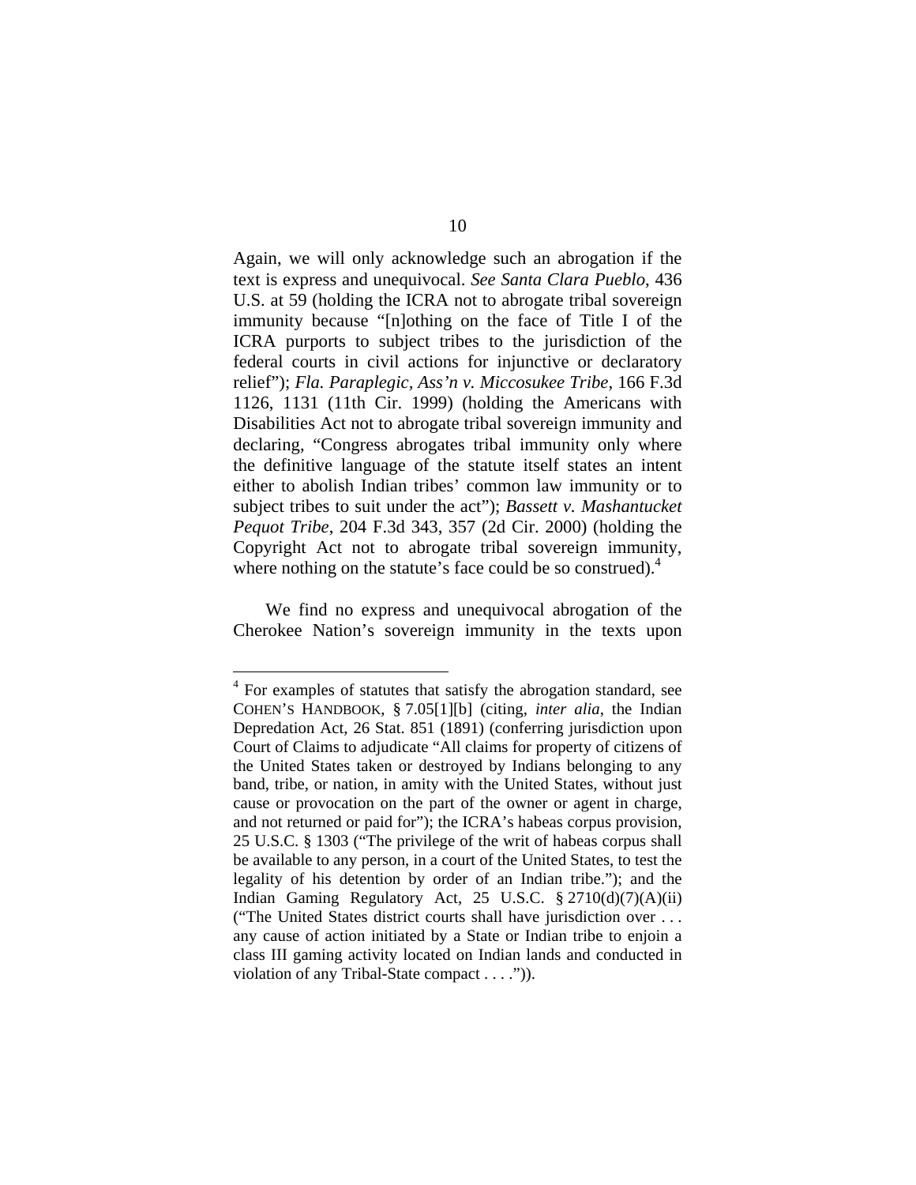Again, we will only acknowledge such an abrogation if the text is express and unequivocal. *See Santa Clara Pueblo*, 436 U.S. at 59 (holding the ICRA not to abrogate tribal sovereign immunity because "[n]othing on the face of Title I of the ICRA purports to subject tribes to the jurisdiction of the federal courts in civil actions for injunctive or declaratory relief"); *Fla. Paraplegic, Ass'n v. Miccosukee Tribe*, 166 F.3d 1126, 1131 (11th Cir. 1999) (holding the Americans with Disabilities Act not to abrogate tribal sovereign immunity and declaring, "Congress abrogates tribal immunity only where the definitive language of the statute itself states an intent either to abolish Indian tribes' common law immunity or to subject tribes to suit under the act"); *Bassett v. Mashantucket Pequot Tribe*, 204 F.3d 343, 357 (2d Cir. 2000) (holding the Copyright Act not to abrogate tribal sovereign immunity, where nothing on the statute's face could be so construed).[4]

We find no express and unequivocal abrogation of the Cherokee Nation's sovereign immunity in the texts upon

---

[4] For examples of statutes that satisfy the abrogation standard, see COHEN'S HANDBOOK, § 7.05[1][b] (citing, *inter alia*, the Indian Depredation Act, 26 Stat. 851 (1891) (conferring jurisdiction upon Court of Claims to adjudicate "All claims for property of citizens of the United States taken or destroyed by Indians belonging to any band, tribe, or nation, in amity with the United States, without just cause or provocation on the part of the owner or agent in charge, and not returned or paid for"); the ICRA's habeas corpus provision, 25 U.S.C. § 1303 ("The privilege of the writ of habeas corpus shall be available to any person, in a court of the United States, to test the legality of his detention by order of an Indian tribe."); and the Indian Gaming Regulatory Act, 25 U.S.C. § 2710(d)(7)(A)(ii) ("The United States district courts shall have jurisdiction over . . . any cause of action initiated by a State or Indian tribe to enjoin a class III gaming activity located on Indian lands and conducted in violation of any Tribal-State compact . . . .")).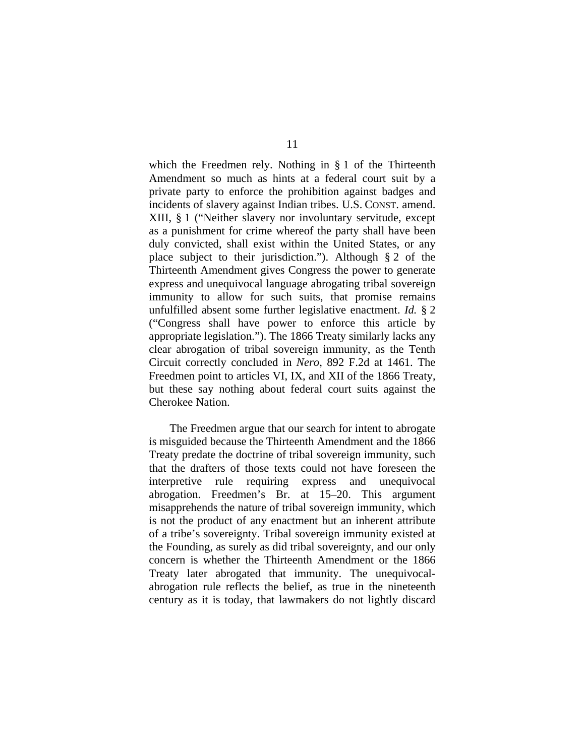which the Freedmen rely. Nothing in § 1 of the Thirteenth Amendment so much as hints at a federal court suit by a private party to enforce the prohibition against badges and incidents of slavery against Indian tribes. U.S. CONST. amend. XIII, § 1 ("Neither slavery nor involuntary servitude, except as a punishment for crime whereof the party shall have been duly convicted, shall exist within the United States, or any place subject to their jurisdiction."). Although § 2 of the Thirteenth Amendment gives Congress the power to generate express and unequivocal language abrogating tribal sovereign immunity to allow for such suits, that promise remains unfulfilled absent some further legislative enactment. *Id.* § 2 ("Congress shall have power to enforce this article by appropriate legislation."). The 1866 Treaty similarly lacks any clear abrogation of tribal sovereign immunity, as the Tenth Circuit correctly concluded in *Nero*, 892 F.2d at 1461. The Freedmen point to articles VI, IX, and XII of the 1866 Treaty, but these say nothing about federal court suits against the Cherokee Nation.

The Freedmen argue that our search for intent to abrogate is misguided because the Thirteenth Amendment and the 1866 Treaty predate the doctrine of tribal sovereign immunity, such that the drafters of those texts could not have foreseen the interpretive rule requiring express and unequivocal abrogation. Freedmen's Br. at 15–20. This argument misapprehends the nature of tribal sovereign immunity, which is not the product of any enactment but an inherent attribute of a tribe's sovereignty. Tribal sovereign immunity existed at the Founding, as surely as did tribal sovereignty, and our only concern is whether the Thirteenth Amendment or the 1866 Treaty later abrogated that immunity. The unequivocal-abrogation rule reflects the belief, as true in the nineteenth century as it is today, that lawmakers do not lightly discard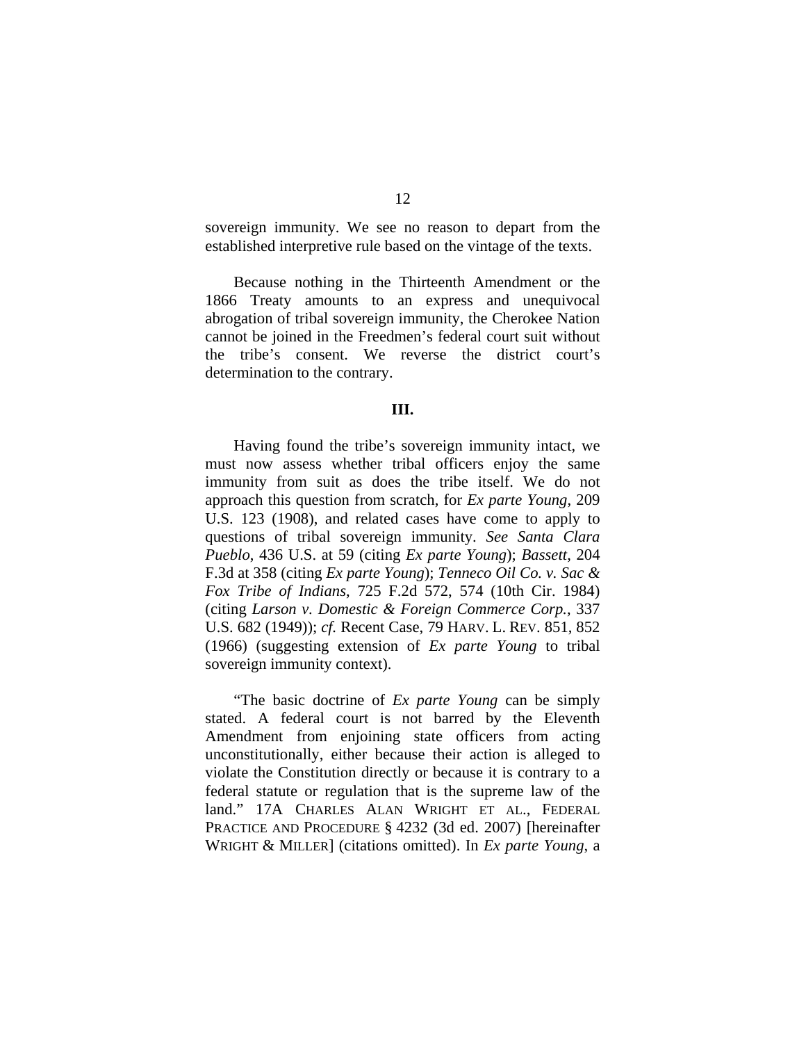sovereign immunity. We see no reason to depart from the established interpretive rule based on the vintage of the texts.

Because nothing in the Thirteenth Amendment or the 1866 Treaty amounts to an express and unequivocal abrogation of tribal sovereign immunity, the Cherokee Nation cannot be joined in the Freedmen's federal court suit without the tribe's consent. We reverse the district court's determination to the contrary.

## III.

Having found the tribe's sovereign immunity intact, we must now assess whether tribal officers enjoy the same immunity from suit as does the tribe itself. We do not approach this question from scratch, for *Ex parte Young*, 209 U.S. 123 (1908), and related cases have come to apply to questions of tribal sovereign immunity. *See Santa Clara Pueblo*, 436 U.S. at 59 (citing *Ex parte Young*); *Bassett*, 204 F.3d at 358 (citing *Ex parte Young*); *Tenneco Oil Co. v. Sac & Fox Tribe of Indians*, 725 F.2d 572, 574 (10th Cir. 1984) (citing *Larson v. Domestic & Foreign Commerce Corp.*, 337 U.S. 682 (1949)); *cf.* Recent Case, 79 HARV. L. REV. 851, 852 (1966) (suggesting extension of *Ex parte Young* to tribal sovereign immunity context).

"The basic doctrine of *Ex parte Young* can be simply stated. A federal court is not barred by the Eleventh Amendment from enjoining state officers from acting unconstitutionally, either because their action is alleged to violate the Constitution directly or because it is contrary to a federal statute or regulation that is the supreme law of the land." 17A CHARLES ALAN WRIGHT ET AL., FEDERAL PRACTICE AND PROCEDURE § 4232 (3d ed. 2007) [hereinafter WRIGHT & MILLER] (citations omitted). In *Ex parte Young*, a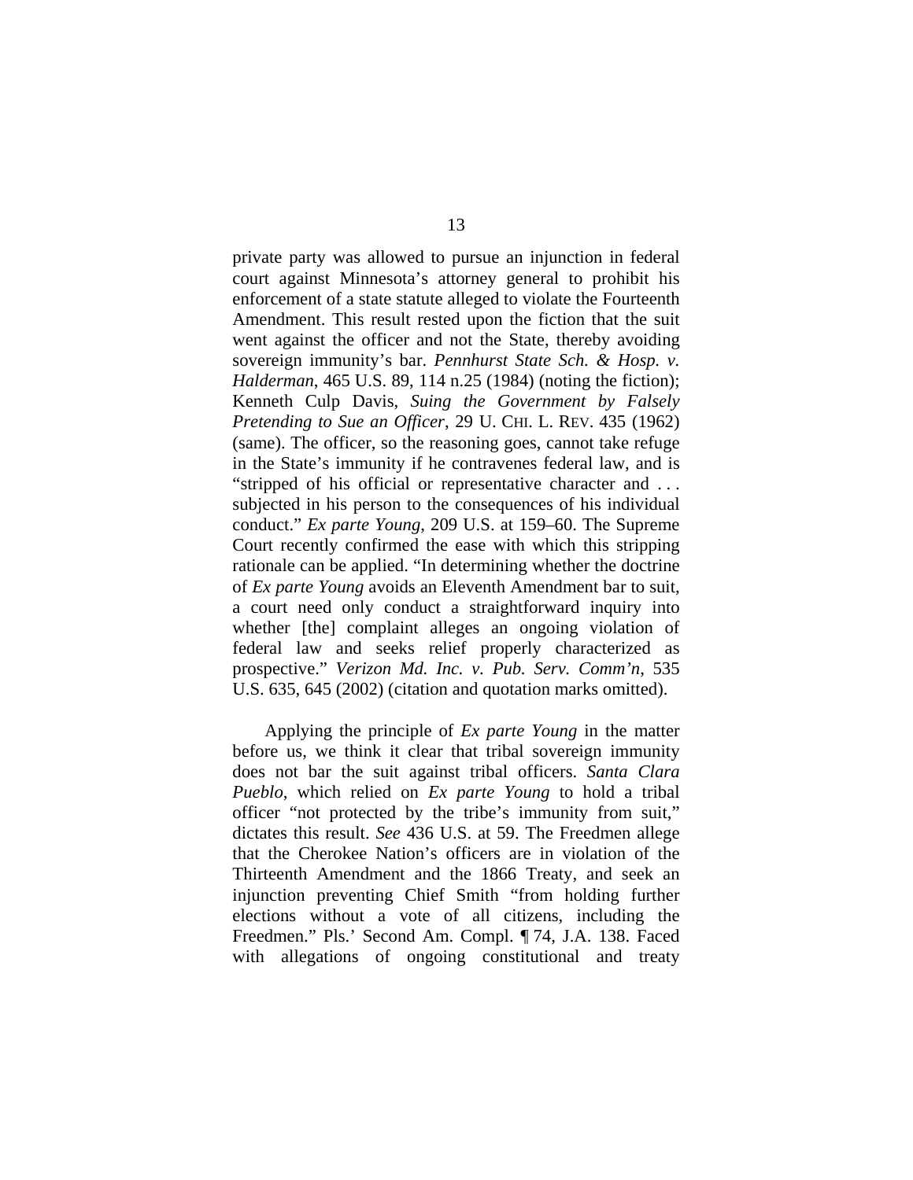private party was allowed to pursue an injunction in federal court against Minnesota's attorney general to prohibit his enforcement of a state statute alleged to violate the Fourteenth Amendment. This result rested upon the fiction that the suit went against the officer and not the State, thereby avoiding sovereign immunity's bar. *Pennhurst State Sch. & Hosp. v. Halderman*, 465 U.S. 89, 114 n.25 (1984) (noting the fiction); Kenneth Culp Davis, *Suing the Government by Falsely Pretending to Sue an Officer*, 29 U. CHI. L. REV. 435 (1962) (same). The officer, so the reasoning goes, cannot take refuge in the State's immunity if he contravenes federal law, and is "stripped of his official or representative character and . . . subjected in his person to the consequences of his individual conduct." *Ex parte Young*, 209 U.S. at 159–60. The Supreme Court recently confirmed the ease with which this stripping rationale can be applied. "In determining whether the doctrine of *Ex parte Young* avoids an Eleventh Amendment bar to suit, a court need only conduct a straightforward inquiry into whether [the] complaint alleges an ongoing violation of federal law and seeks relief properly characterized as prospective." *Verizon Md. Inc. v. Pub. Serv. Comm'n*, 535 U.S. 635, 645 (2002) (citation and quotation marks omitted).

Applying the principle of *Ex parte Young* in the matter before us, we think it clear that tribal sovereign immunity does not bar the suit against tribal officers. *Santa Clara Pueblo*, which relied on *Ex parte Young* to hold a tribal officer "not protected by the tribe's immunity from suit," dictates this result. *See* 436 U.S. at 59. The Freedmen allege that the Cherokee Nation's officers are in violation of the Thirteenth Amendment and the 1866 Treaty, and seek an injunction preventing Chief Smith "from holding further elections without a vote of all citizens, including the Freedmen." Pls.' Second Am. Compl. ¶ 74, J.A. 138. Faced with allegations of ongoing constitutional and treaty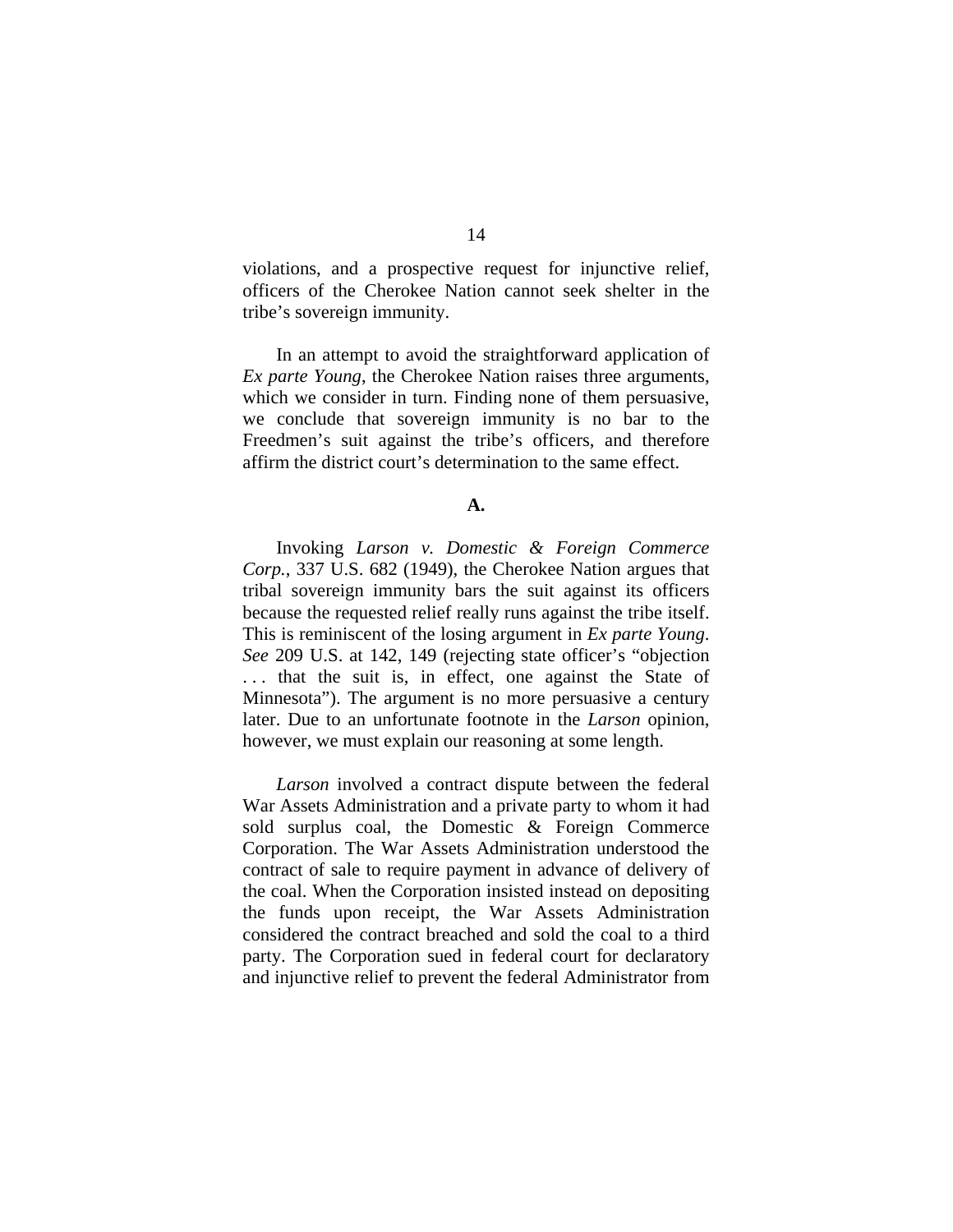violations, and a prospective request for injunctive relief, officers of the Cherokee Nation cannot seek shelter in the tribe's sovereign immunity.

In an attempt to avoid the straightforward application of *Ex parte Young*, the Cherokee Nation raises three arguments, which we consider in turn. Finding none of them persuasive, we conclude that sovereign immunity is no bar to the Freedmen's suit against the tribe's officers, and therefore affirm the district court's determination to the same effect.

**A.**

Invoking *Larson v. Domestic & Foreign Commerce Corp.*, 337 U.S. 682 (1949), the Cherokee Nation argues that tribal sovereign immunity bars the suit against its officers because the requested relief really runs against the tribe itself. This is reminiscent of the losing argument in *Ex parte Young*. *See* 209 U.S. at 142, 149 (rejecting state officer's "objection . . . that the suit is, in effect, one against the State of Minnesota"). The argument is no more persuasive a century later. Due to an unfortunate footnote in the *Larson* opinion, however, we must explain our reasoning at some length.

*Larson* involved a contract dispute between the federal War Assets Administration and a private party to whom it had sold surplus coal, the Domestic & Foreign Commerce Corporation. The War Assets Administration understood the contract of sale to require payment in advance of delivery of the coal. When the Corporation insisted instead on depositing the funds upon receipt, the War Assets Administration considered the contract breached and sold the coal to a third party. The Corporation sued in federal court for declaratory and injunctive relief to prevent the federal Administrator from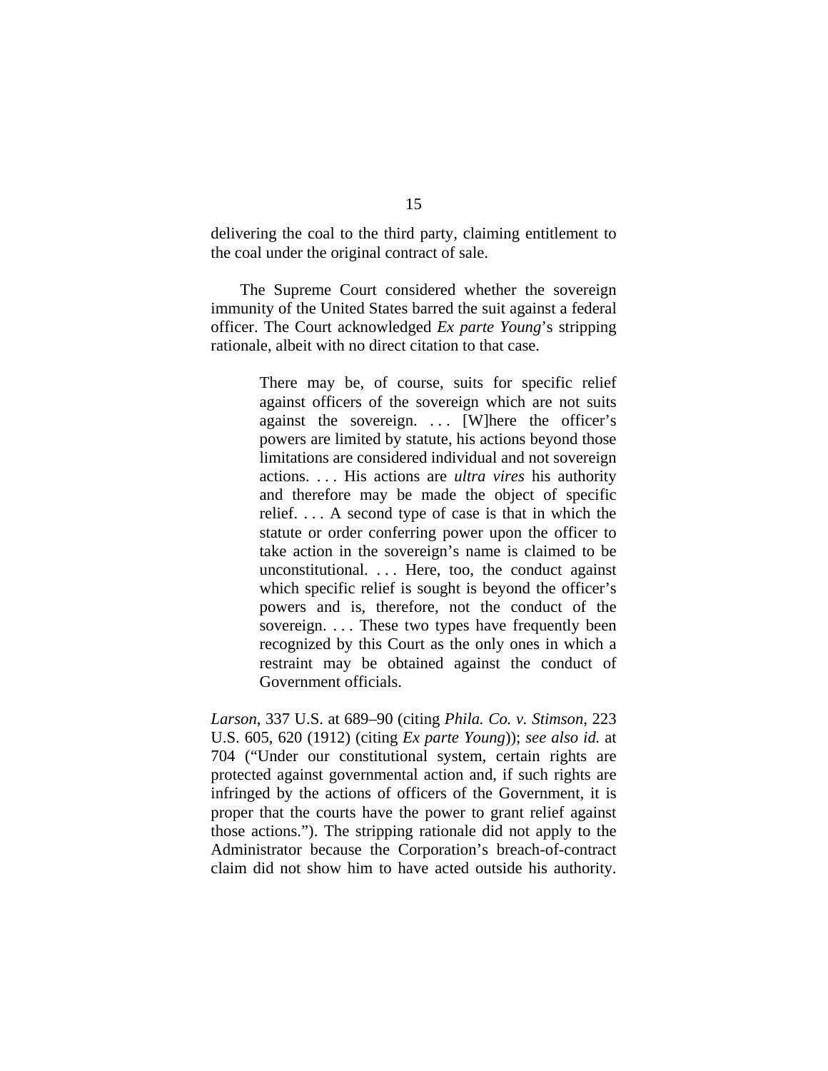delivering the coal to the third party, claiming entitlement to the coal under the original contract of sale.

The Supreme Court considered whether the sovereign immunity of the United States barred the suit against a federal officer. The Court acknowledged *Ex parte Young*'s stripping rationale, albeit with no direct citation to that case.

> There may be, of course, suits for specific relief against officers of the sovereign which are not suits against the sovereign. . . . [W]here the officer's powers are limited by statute, his actions beyond those limitations are considered individual and not sovereign actions. . . . His actions are *ultra vires* his authority and therefore may be made the object of specific relief. . . . A second type of case is that in which the statute or order conferring power upon the officer to take action in the sovereign's name is claimed to be unconstitutional. . . . Here, too, the conduct against which specific relief is sought is beyond the officer's powers and is, therefore, not the conduct of the sovereign. . . . These two types have frequently been recognized by this Court as the only ones in which a restraint may be obtained against the conduct of Government officials.

*Larson*, 337 U.S. at 689–90 (citing *Phila. Co. v. Stimson*, 223 U.S. 605, 620 (1912) (citing *Ex parte Young*)); *see also id.* at 704 ("Under our constitutional system, certain rights are protected against governmental action and, if such rights are infringed by the actions of officers of the Government, it is proper that the courts have the power to grant relief against those actions."). The stripping rationale did not apply to the Administrator because the Corporation's breach-of-contract claim did not show him to have acted outside his authority.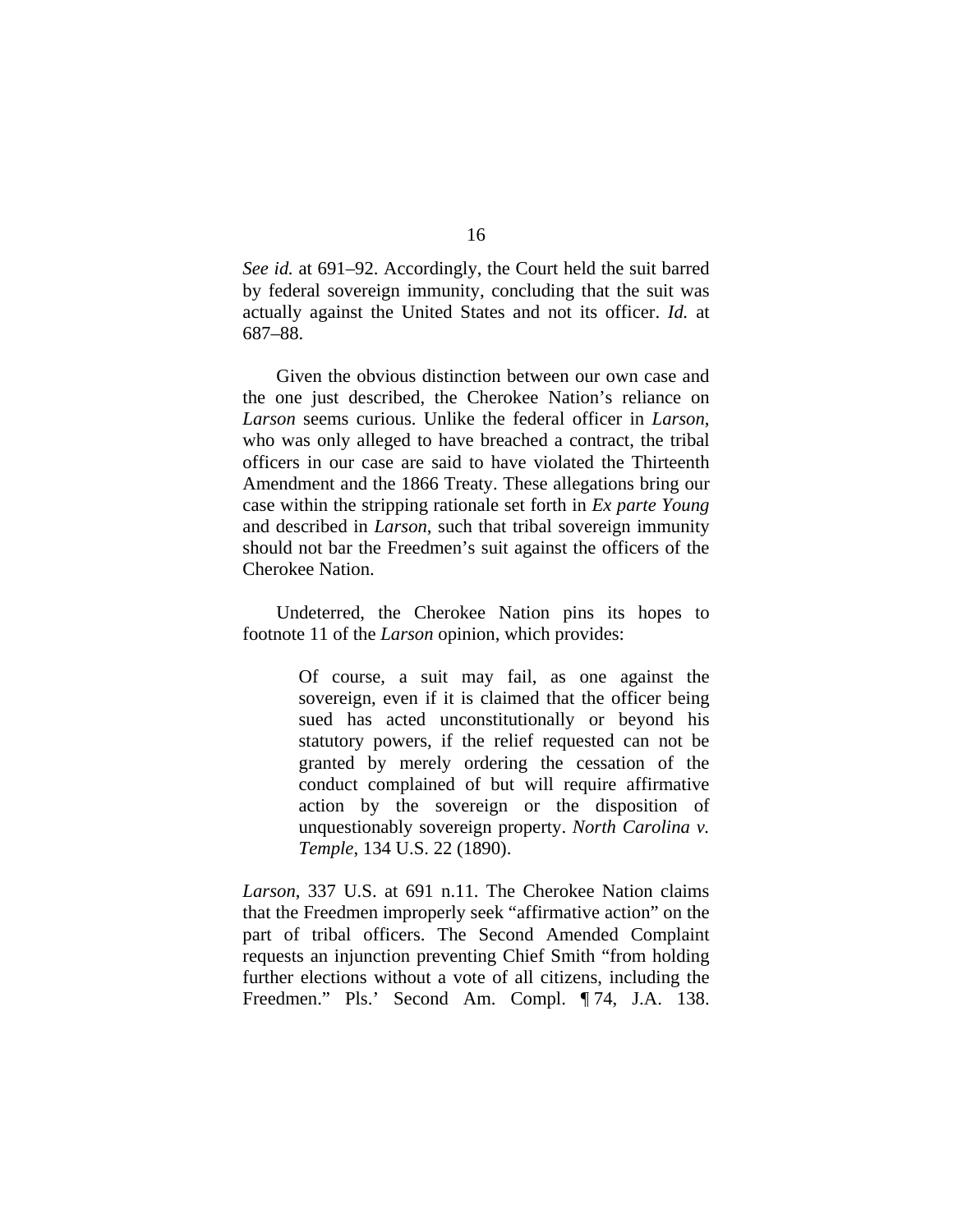*See id.* at 691–92. Accordingly, the Court held the suit barred by federal sovereign immunity, concluding that the suit was actually against the United States and not its officer. *Id.* at 687–88.

Given the obvious distinction between our own case and the one just described, the Cherokee Nation's reliance on *Larson* seems curious. Unlike the federal officer in *Larson*, who was only alleged to have breached a contract, the tribal officers in our case are said to have violated the Thirteenth Amendment and the 1866 Treaty. These allegations bring our case within the stripping rationale set forth in *Ex parte Young* and described in *Larson*, such that tribal sovereign immunity should not bar the Freedmen's suit against the officers of the Cherokee Nation.

Undeterred, the Cherokee Nation pins its hopes to footnote 11 of the *Larson* opinion, which provides:

> Of course, a suit may fail, as one against the sovereign, even if it is claimed that the officer being sued has acted unconstitutionally or beyond his statutory powers, if the relief requested can not be granted by merely ordering the cessation of the conduct complained of but will require affirmative action by the sovereign or the disposition of unquestionably sovereign property. *North Carolina v. Temple*, 134 U.S. 22 (1890).

*Larson*, 337 U.S. at 691 n.11. The Cherokee Nation claims that the Freedmen improperly seek "affirmative action" on the part of tribal officers. The Second Amended Complaint requests an injunction preventing Chief Smith "from holding further elections without a vote of all citizens, including the Freedmen." Pls.' Second Am. Compl. ¶ 74, J.A. 138.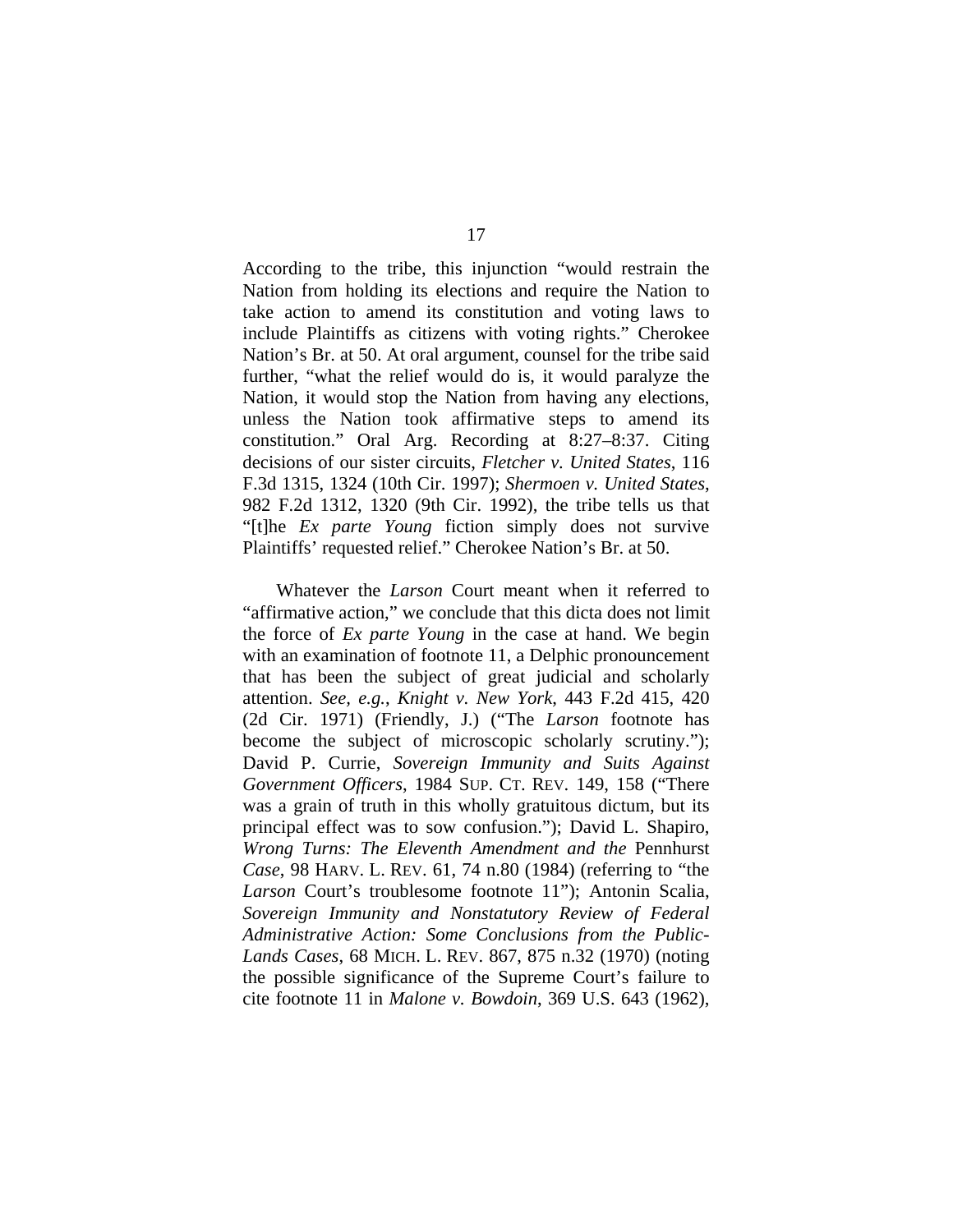According to the tribe, this injunction "would restrain the Nation from holding its elections and require the Nation to take action to amend its constitution and voting laws to include Plaintiffs as citizens with voting rights." Cherokee Nation's Br. at 50. At oral argument, counsel for the tribe said further, "what the relief would do is, it would paralyze the Nation, it would stop the Nation from having any elections, unless the Nation took affirmative steps to amend its constitution." Oral Arg. Recording at 8:27–8:37. Citing decisions of our sister circuits, *Fletcher v. United States*, 116 F.3d 1315, 1324 (10th Cir. 1997); *Shermoen v. United States*, 982 F.2d 1312, 1320 (9th Cir. 1992), the tribe tells us that "[t]he *Ex parte Young* fiction simply does not survive Plaintiffs' requested relief." Cherokee Nation's Br. at 50.

Whatever the *Larson* Court meant when it referred to "affirmative action," we conclude that this dicta does not limit the force of *Ex parte Young* in the case at hand. We begin with an examination of footnote 11, a Delphic pronouncement that has been the subject of great judicial and scholarly attention. *See, e.g.*, *Knight v. New York*, 443 F.2d 415, 420 (2d Cir. 1971) (Friendly, J.) ("The *Larson* footnote has become the subject of microscopic scholarly scrutiny."); David P. Currie, *Sovereign Immunity and Suits Against Government Officers*, 1984 SUP. CT. REV. 149, 158 ("There was a grain of truth in this wholly gratuitous dictum, but its principal effect was to sow confusion."); David L. Shapiro, *Wrong Turns: The Eleventh Amendment and the* Pennhurst *Case*, 98 HARV. L. REV. 61, 74 n.80 (1984) (referring to "the *Larson* Court's troublesome footnote 11"); Antonin Scalia, *Sovereign Immunity and Nonstatutory Review of Federal Administrative Action: Some Conclusions from the Public-Lands Cases*, 68 MICH. L. REV. 867, 875 n.32 (1970) (noting the possible significance of the Supreme Court's failure to cite footnote 11 in *Malone v. Bowdoin*, 369 U.S. 643 (1962),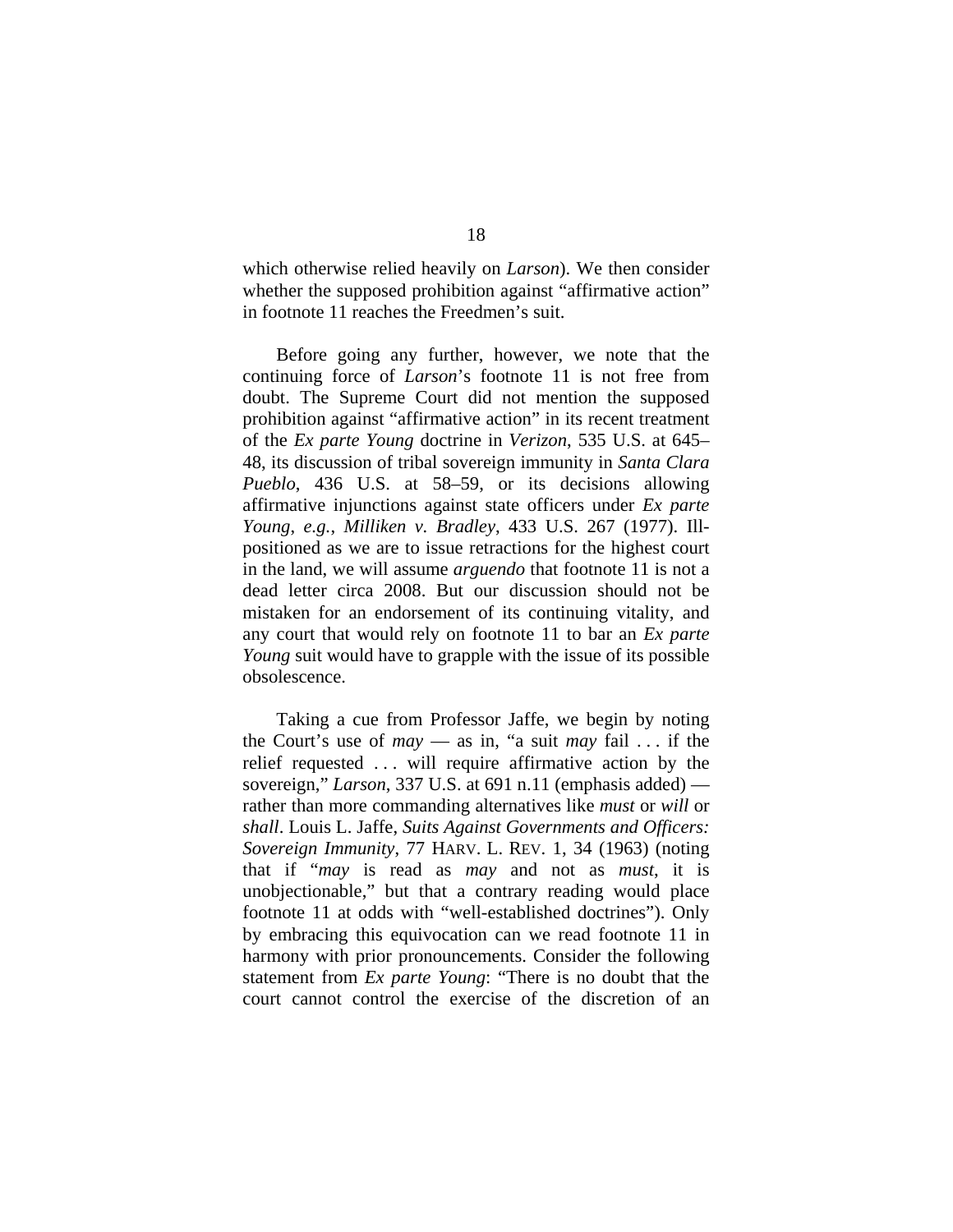which otherwise relied heavily on *Larson*). We then consider whether the supposed prohibition against "affirmative action" in footnote 11 reaches the Freedmen's suit.

Before going any further, however, we note that the continuing force of *Larson*'s footnote 11 is not free from doubt. The Supreme Court did not mention the supposed prohibition against "affirmative action" in its recent treatment of the *Ex parte Young* doctrine in *Verizon*, 535 U.S. at 645–48, its discussion of tribal sovereign immunity in *Santa Clara Pueblo*, 436 U.S. at 58–59, or its decisions allowing affirmative injunctions against state officers under *Ex parte Young*, *e.g.*, *Milliken v. Bradley*, 433 U.S. 267 (1977). Ill-positioned as we are to issue retractions for the highest court in the land, we will assume *arguendo* that footnote 11 is not a dead letter circa 2008. But our discussion should not be mistaken for an endorsement of its continuing vitality, and any court that would rely on footnote 11 to bar an *Ex parte Young* suit would have to grapple with the issue of its possible obsolescence.

Taking a cue from Professor Jaffe, we begin by noting the Court's use of *may* — as in, "a suit *may* fail . . . if the relief requested . . . will require affirmative action by the sovereign," *Larson*, 337 U.S. at 691 n.11 (emphasis added) — rather than more commanding alternatives like *must* or *will* or *shall*. Louis L. Jaffe, *Suits Against Governments and Officers: Sovereign Immunity*, 77 HARV. L. REV. 1, 34 (1963) (noting that if "*may* is read as *may* and not as *must*, it is unobjectionable," but that a contrary reading would place footnote 11 at odds with "well-established doctrines"). Only by embracing this equivocation can we read footnote 11 in harmony with prior pronouncements. Consider the following statement from *Ex parte Young*: "There is no doubt that the court cannot control the exercise of the discretion of an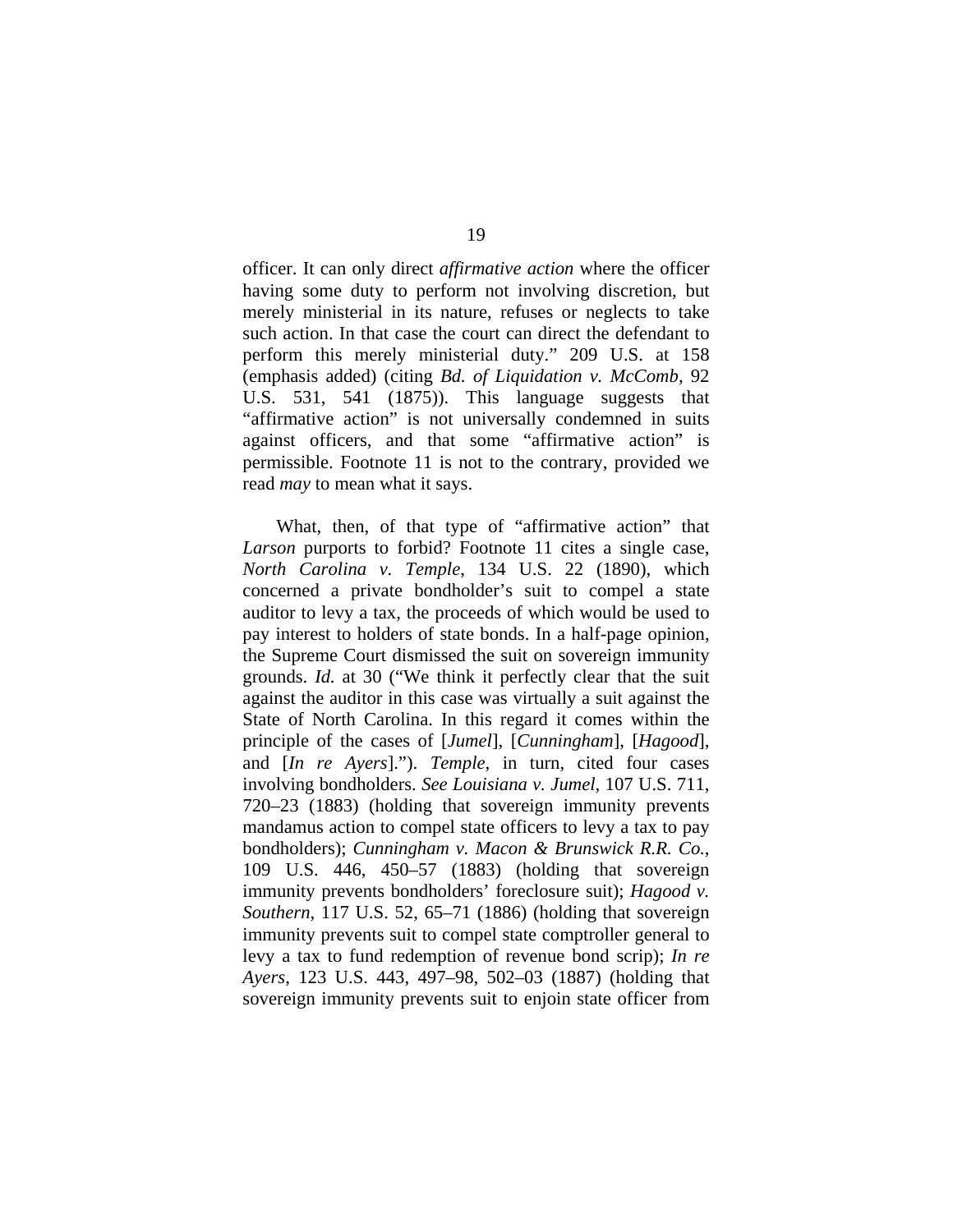officer. It can only direct *affirmative action* where the officer having some duty to perform not involving discretion, but merely ministerial in its nature, refuses or neglects to take such action. In that case the court can direct the defendant to perform this merely ministerial duty." 209 U.S. at 158 (emphasis added) (citing *Bd. of Liquidation v. McComb*, 92 U.S. 531, 541 (1875)). This language suggests that "affirmative action" is not universally condemned in suits against officers, and that some "affirmative action" is permissible. Footnote 11 is not to the contrary, provided we read *may* to mean what it says.

What, then, of that type of "affirmative action" that *Larson* purports to forbid? Footnote 11 cites a single case, *North Carolina v. Temple*, 134 U.S. 22 (1890), which concerned a private bondholder's suit to compel a state auditor to levy a tax, the proceeds of which would be used to pay interest to holders of state bonds. In a half-page opinion, the Supreme Court dismissed the suit on sovereign immunity grounds. *Id.* at 30 ("We think it perfectly clear that the suit against the auditor in this case was virtually a suit against the State of North Carolina. In this regard it comes within the principle of the cases of [*Jumel*], [*Cunningham*], [*Hagood*], and [*In re Ayers*]."). *Temple*, in turn, cited four cases involving bondholders. *See Louisiana v. Jumel*, 107 U.S. 711, 720–23 (1883) (holding that sovereign immunity prevents mandamus action to compel state officers to levy a tax to pay bondholders); *Cunningham v. Macon & Brunswick R.R. Co.*, 109 U.S. 446, 450–57 (1883) (holding that sovereign immunity prevents bondholders' foreclosure suit); *Hagood v. Southern*, 117 U.S. 52, 65–71 (1886) (holding that sovereign immunity prevents suit to compel state comptroller general to levy a tax to fund redemption of revenue bond scrip); *In re Ayers*, 123 U.S. 443, 497–98, 502–03 (1887) (holding that sovereign immunity prevents suit to enjoin state officer from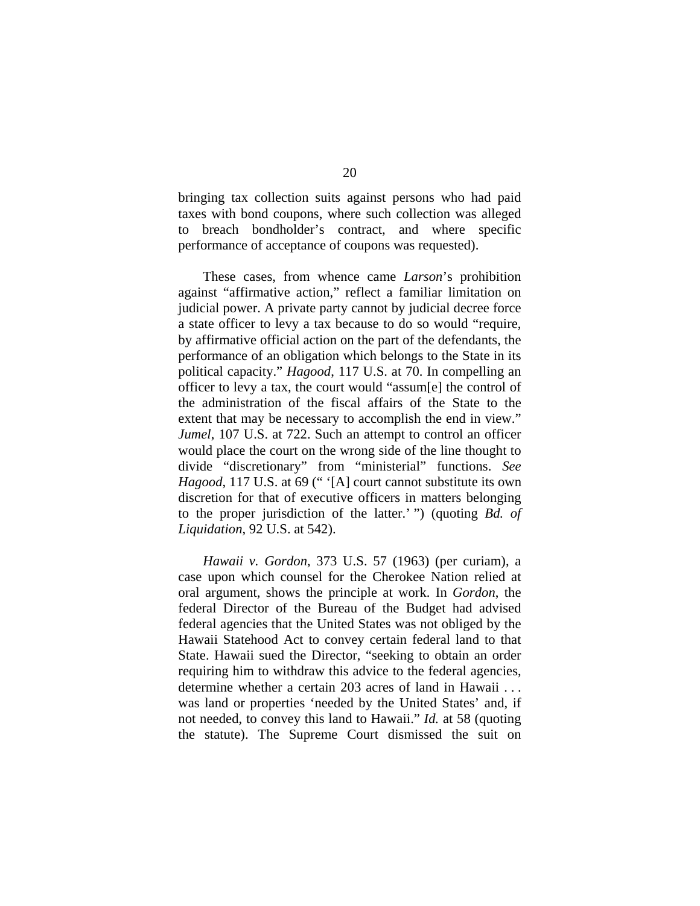bringing tax collection suits against persons who had paid taxes with bond coupons, where such collection was alleged to breach bondholder's contract, and where specific performance of acceptance of coupons was requested).

These cases, from whence came *Larson*'s prohibition against "affirmative action," reflect a familiar limitation on judicial power. A private party cannot by judicial decree force a state officer to levy a tax because to do so would "require, by affirmative official action on the part of the defendants, the performance of an obligation which belongs to the State in its political capacity." *Hagood*, 117 U.S. at 70. In compelling an officer to levy a tax, the court would "assum[e] the control of the administration of the fiscal affairs of the State to the extent that may be necessary to accomplish the end in view." *Jumel*, 107 U.S. at 722. Such an attempt to control an officer would place the court on the wrong side of the line thought to divide "discretionary" from "ministerial" functions. *See Hagood*, 117 U.S. at 69 (" '[A] court cannot substitute its own discretion for that of executive officers in matters belonging to the proper jurisdiction of the latter.' ") (quoting *Bd. of Liquidation*, 92 U.S. at 542).

*Hawaii v. Gordon*, 373 U.S. 57 (1963) (per curiam), a case upon which counsel for the Cherokee Nation relied at oral argument, shows the principle at work. In *Gordon*, the federal Director of the Bureau of the Budget had advised federal agencies that the United States was not obliged by the Hawaii Statehood Act to convey certain federal land to that State. Hawaii sued the Director, "seeking to obtain an order requiring him to withdraw this advice to the federal agencies, determine whether a certain 203 acres of land in Hawaii . . . was land or properties 'needed by the United States' and, if not needed, to convey this land to Hawaii." *Id.* at 58 (quoting the statute). The Supreme Court dismissed the suit on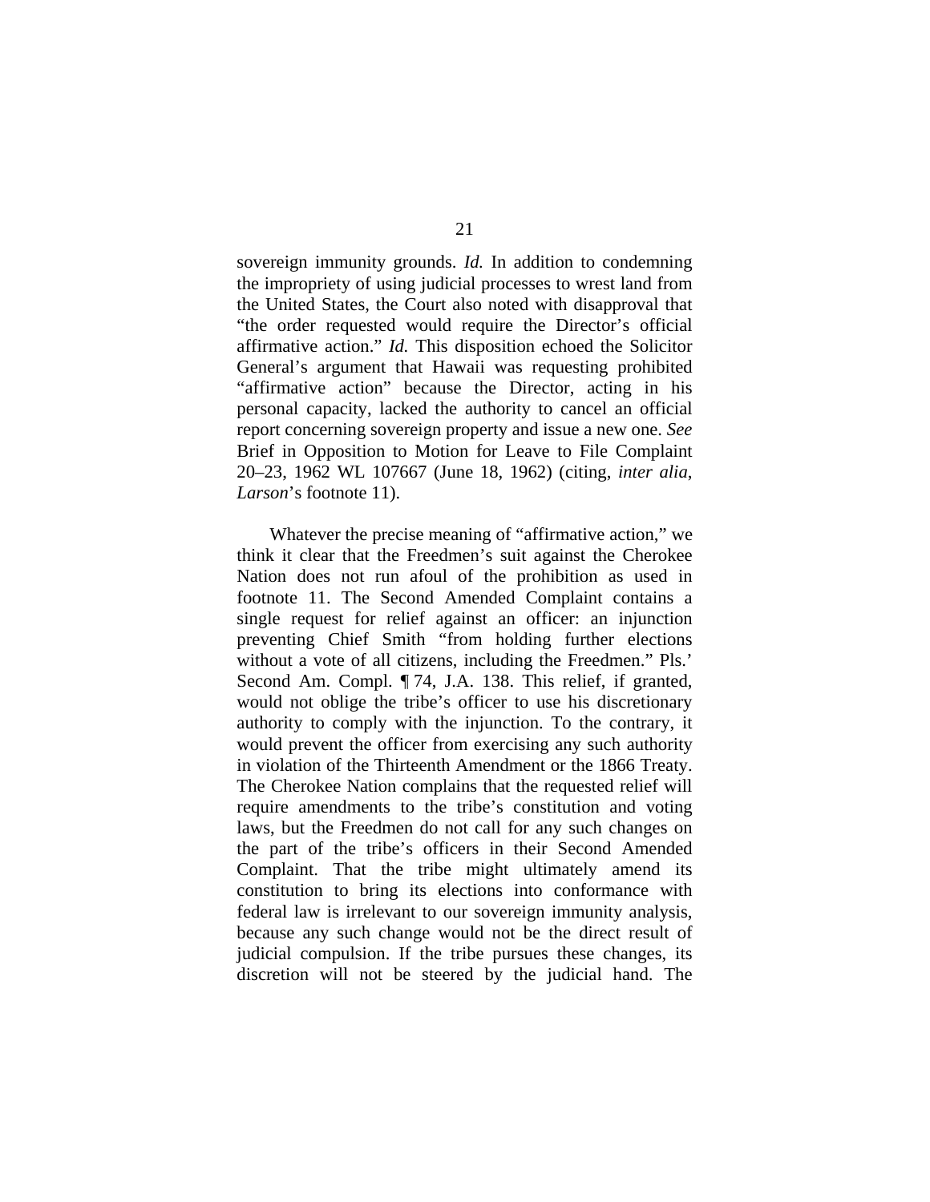sovereign immunity grounds. *Id.* In addition to condemning the impropriety of using judicial processes to wrest land from the United States, the Court also noted with disapproval that "the order requested would require the Director's official affirmative action." *Id.* This disposition echoed the Solicitor General's argument that Hawaii was requesting prohibited "affirmative action" because the Director, acting in his personal capacity, lacked the authority to cancel an official report concerning sovereign property and issue a new one. *See* Brief in Opposition to Motion for Leave to File Complaint 20–23, 1962 WL 107667 (June 18, 1962) (citing, *inter alia*, *Larson*'s footnote 11).

Whatever the precise meaning of "affirmative action," we think it clear that the Freedmen's suit against the Cherokee Nation does not run afoul of the prohibition as used in footnote 11. The Second Amended Complaint contains a single request for relief against an officer: an injunction preventing Chief Smith "from holding further elections without a vote of all citizens, including the Freedmen." Pls.' Second Am. Compl. ¶ 74, J.A. 138. This relief, if granted, would not oblige the tribe's officer to use his discretionary authority to comply with the injunction. To the contrary, it would prevent the officer from exercising any such authority in violation of the Thirteenth Amendment or the 1866 Treaty. The Cherokee Nation complains that the requested relief will require amendments to the tribe's constitution and voting laws, but the Freedmen do not call for any such changes on the part of the tribe's officers in their Second Amended Complaint. That the tribe might ultimately amend its constitution to bring its elections into conformance with federal law is irrelevant to our sovereign immunity analysis, because any such change would not be the direct result of judicial compulsion. If the tribe pursues these changes, its discretion will not be steered by the judicial hand. The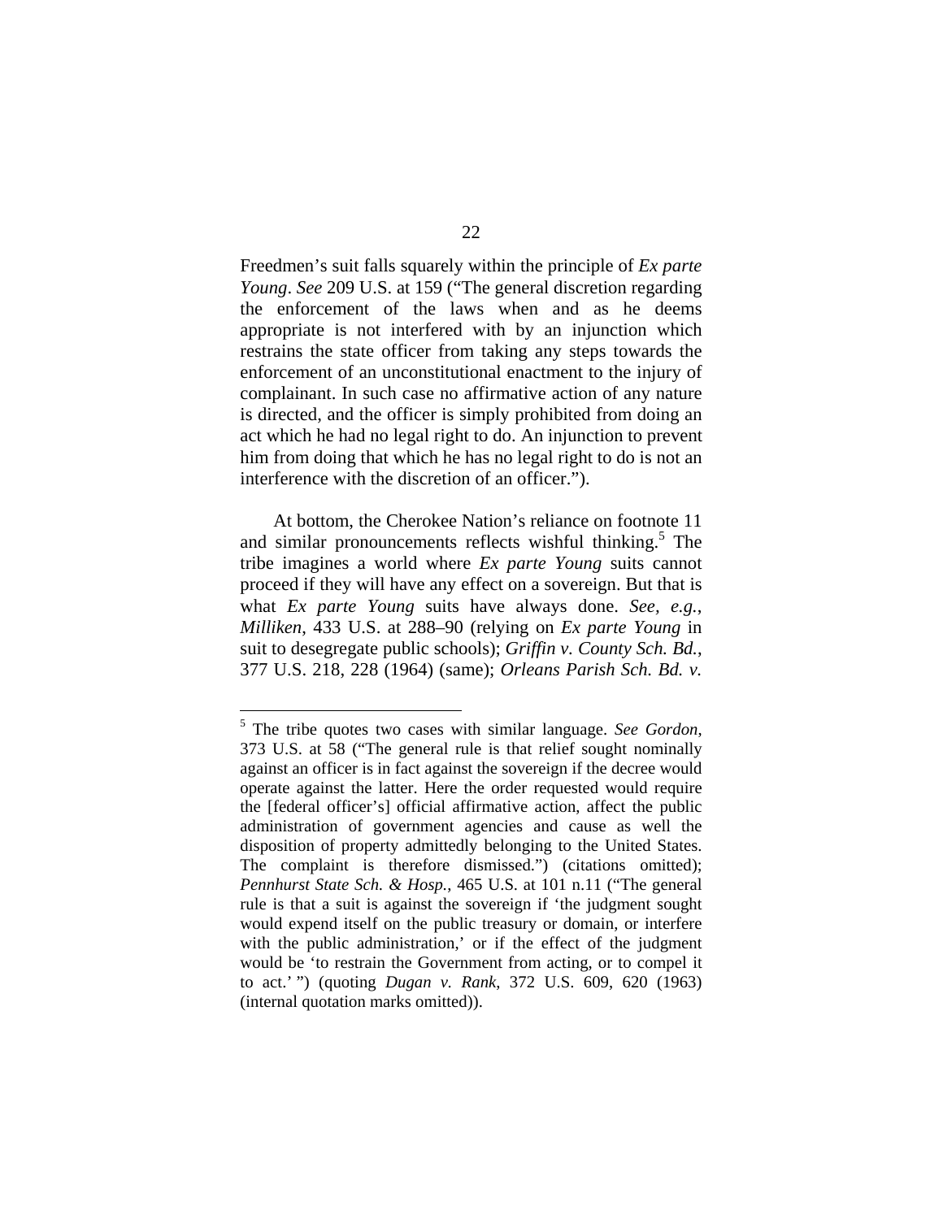Freedmen's suit falls squarely within the principle of *Ex parte Young*. *See* 209 U.S. at 159 ("The general discretion regarding the enforcement of the laws when and as he deems appropriate is not interfered with by an injunction which restrains the state officer from taking any steps towards the enforcement of an unconstitutional enactment to the injury of complainant. In such case no affirmative action of any nature is directed, and the officer is simply prohibited from doing an act which he had no legal right to do. An injunction to prevent him from doing that which he has no legal right to do is not an interference with the discretion of an officer.").

At bottom, the Cherokee Nation's reliance on footnote 11 and similar pronouncements reflects wishful thinking.[5] The tribe imagines a world where *Ex parte Young* suits cannot proceed if they will have any effect on a sovereign. But that is what *Ex parte Young* suits have always done. *See, e.g.*, *Milliken*, 433 U.S. at 288–90 (relying on *Ex parte Young* in suit to desegregate public schools); *Griffin v. County Sch. Bd.*, 377 U.S. 218, 228 (1964) (same); *Orleans Parish Sch. Bd. v.*

---

[5] The tribe quotes two cases with similar language. *See Gordon*, 373 U.S. at 58 ("The general rule is that relief sought nominally against an officer is in fact against the sovereign if the decree would operate against the latter. Here the order requested would require the [federal officer's] official affirmative action, affect the public administration of government agencies and cause as well the disposition of property admittedly belonging to the United States. The complaint is therefore dismissed.") (citations omitted); *Pennhurst State Sch. & Hosp.*, 465 U.S. at 101 n.11 ("The general rule is that a suit is against the sovereign if 'the judgment sought would expend itself on the public treasury or domain, or interfere with the public administration,' or if the effect of the judgment would be 'to restrain the Government from acting, or to compel it to act.' ") (quoting *Dugan v. Rank*, 372 U.S. 609, 620 (1963) (internal quotation marks omitted)).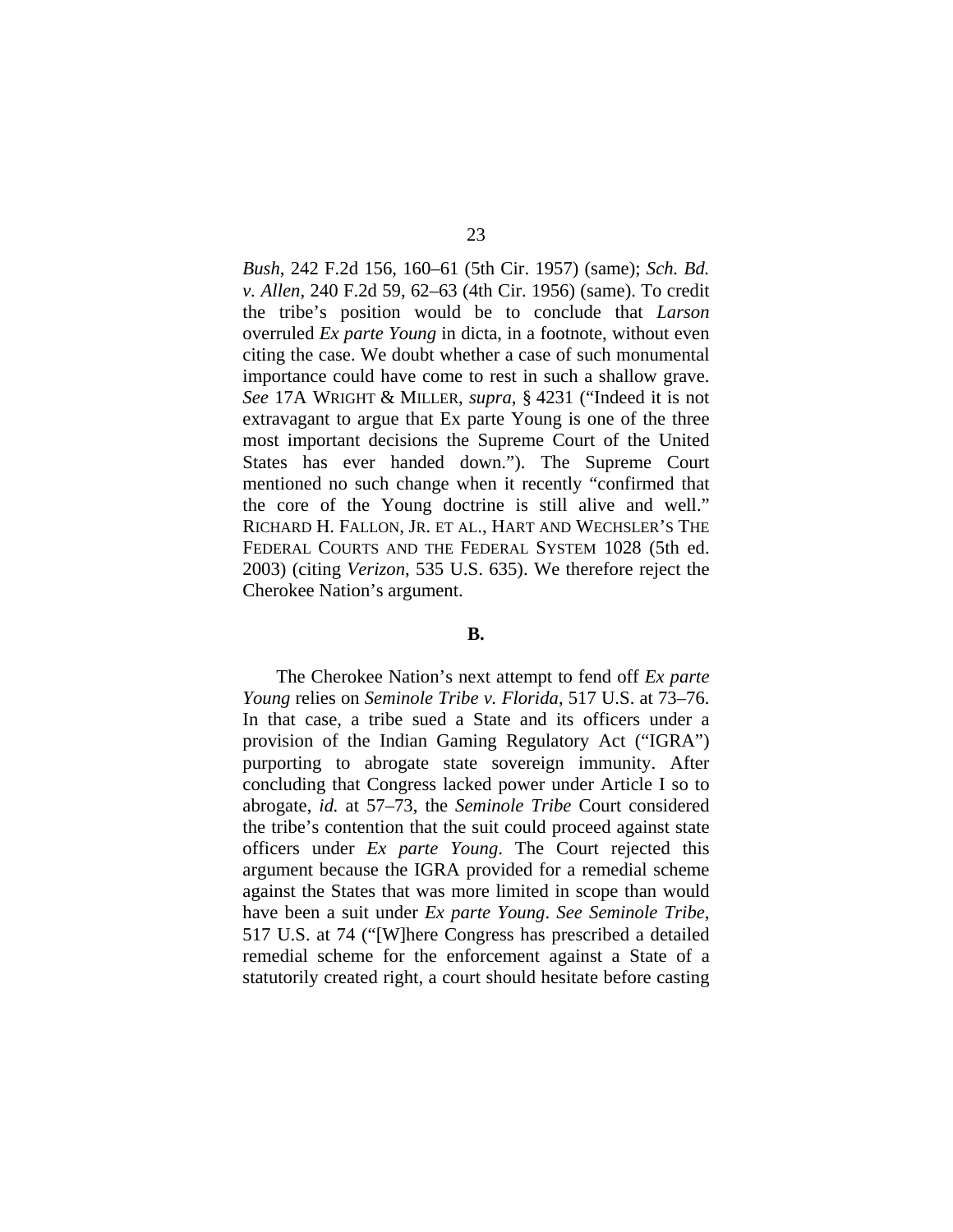*Bush*, 242 F.2d 156, 160–61 (5th Cir. 1957) (same); *Sch. Bd. v. Allen*, 240 F.2d 59, 62–63 (4th Cir. 1956) (same). To credit the tribe's position would be to conclude that *Larson* overruled *Ex parte Young* in dicta, in a footnote, without even citing the case. We doubt whether a case of such monumental importance could have come to rest in such a shallow grave. *See* 17A WRIGHT & MILLER, *supra*, § 4231 ("Indeed it is not extravagant to argue that Ex parte Young is one of the three most important decisions the Supreme Court of the United States has ever handed down."). The Supreme Court mentioned no such change when it recently "confirmed that the core of the Young doctrine is still alive and well." RICHARD H. FALLON, JR. ET AL., HART AND WECHSLER'S THE FEDERAL COURTS AND THE FEDERAL SYSTEM 1028 (5th ed. 2003) (citing *Verizon*, 535 U.S. 635). We therefore reject the Cherokee Nation's argument.

**B.**

The Cherokee Nation's next attempt to fend off *Ex parte Young* relies on *Seminole Tribe v. Florida*, 517 U.S. at 73–76. In that case, a tribe sued a State and its officers under a provision of the Indian Gaming Regulatory Act ("IGRA") purporting to abrogate state sovereign immunity. After concluding that Congress lacked power under Article I so to abrogate, *id.* at 57–73, the *Seminole Tribe* Court considered the tribe's contention that the suit could proceed against state officers under *Ex parte Young*. The Court rejected this argument because the IGRA provided for a remedial scheme against the States that was more limited in scope than would have been a suit under *Ex parte Young*. *See Seminole Tribe*, 517 U.S. at 74 ("[W]here Congress has prescribed a detailed remedial scheme for the enforcement against a State of a statutorily created right, a court should hesitate before casting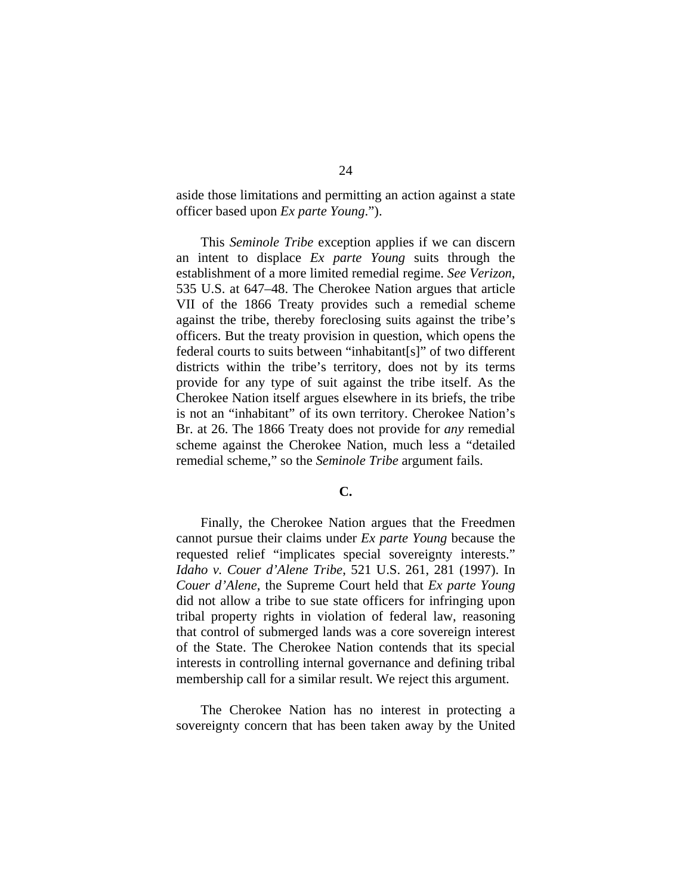aside those limitations and permitting an action against a state officer based upon *Ex parte Young*.").

This *Seminole Tribe* exception applies if we can discern an intent to displace *Ex parte Young* suits through the establishment of a more limited remedial regime. *See Verizon*, 535 U.S. at 647–48. The Cherokee Nation argues that article VII of the 1866 Treaty provides such a remedial scheme against the tribe, thereby foreclosing suits against the tribe's officers. But the treaty provision in question, which opens the federal courts to suits between "inhabitant[s]" of two different districts within the tribe's territory, does not by its terms provide for any type of suit against the tribe itself. As the Cherokee Nation itself argues elsewhere in its briefs, the tribe is not an "inhabitant" of its own territory. Cherokee Nation's Br. at 26. The 1866 Treaty does not provide for *any* remedial scheme against the Cherokee Nation, much less a "detailed remedial scheme," so the *Seminole Tribe* argument fails.

### C.

Finally, the Cherokee Nation argues that the Freedmen cannot pursue their claims under *Ex parte Young* because the requested relief "implicates special sovereignty interests." *Idaho v. Couer d'Alene Tribe*, 521 U.S. 261, 281 (1997). In *Couer d'Alene*, the Supreme Court held that *Ex parte Young* did not allow a tribe to sue state officers for infringing upon tribal property rights in violation of federal law, reasoning that control of submerged lands was a core sovereign interest of the State. The Cherokee Nation contends that its special interests in controlling internal governance and defining tribal membership call for a similar result. We reject this argument.

The Cherokee Nation has no interest in protecting a sovereignty concern that has been taken away by the United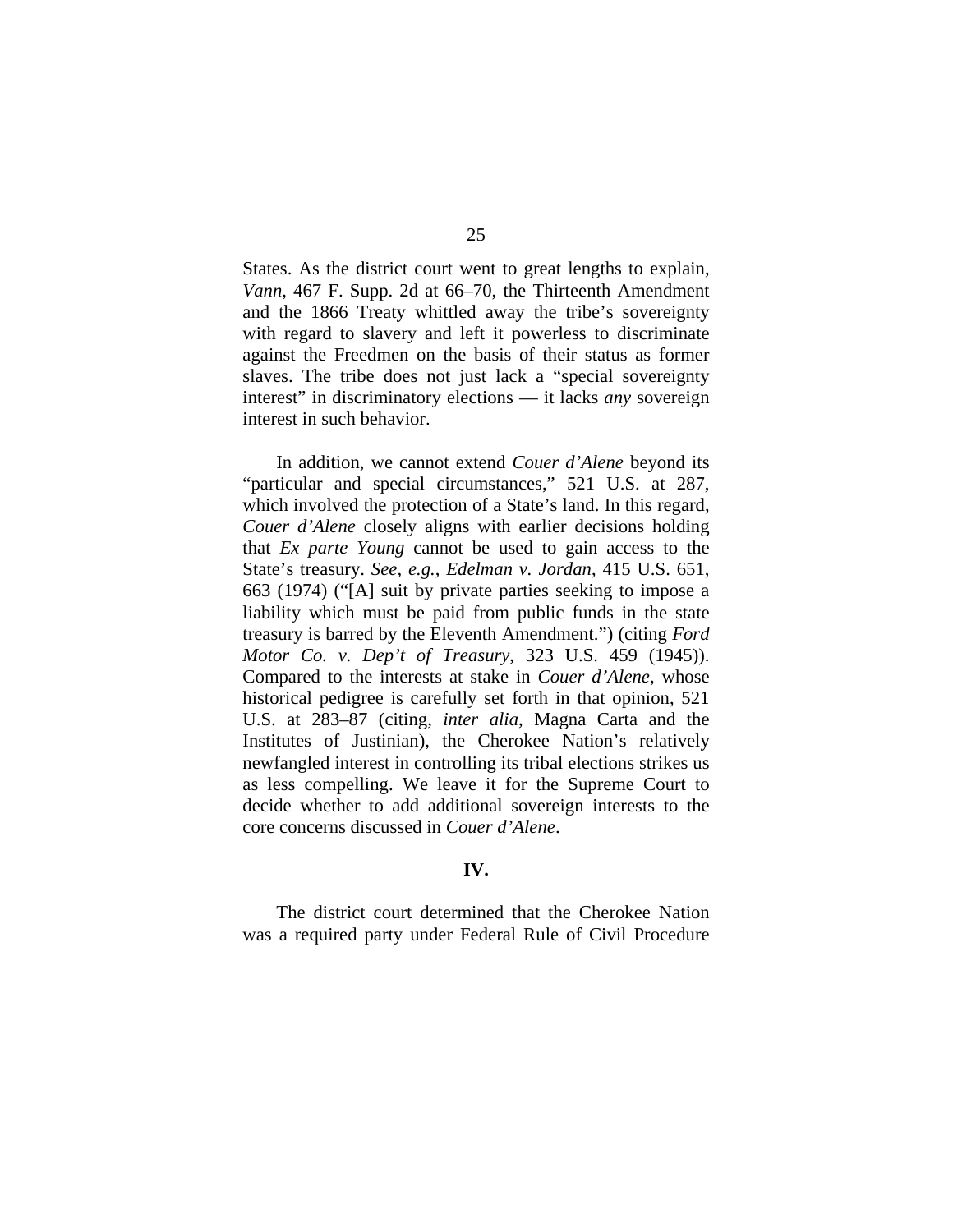States. As the district court went to great lengths to explain, *Vann*, 467 F. Supp. 2d at 66–70, the Thirteenth Amendment and the 1866 Treaty whittled away the tribe's sovereignty with regard to slavery and left it powerless to discriminate against the Freedmen on the basis of their status as former slaves. The tribe does not just lack a "special sovereignty interest" in discriminatory elections — it lacks *any* sovereign interest in such behavior.

In addition, we cannot extend *Couer d'Alene* beyond its "particular and special circumstances," 521 U.S. at 287, which involved the protection of a State's land. In this regard, *Couer d'Alene* closely aligns with earlier decisions holding that *Ex parte Young* cannot be used to gain access to the State's treasury. *See, e.g.*, *Edelman v. Jordan*, 415 U.S. 651, 663 (1974) ("[A] suit by private parties seeking to impose a liability which must be paid from public funds in the state treasury is barred by the Eleventh Amendment.") (citing *Ford Motor Co. v. Dep't of Treasury*, 323 U.S. 459 (1945)). Compared to the interests at stake in *Couer d'Alene*, whose historical pedigree is carefully set forth in that opinion, 521 U.S. at 283–87 (citing, *inter alia*, Magna Carta and the Institutes of Justinian), the Cherokee Nation's relatively newfangled interest in controlling its tribal elections strikes us as less compelling. We leave it for the Supreme Court to decide whether to add additional sovereign interests to the core concerns discussed in *Couer d'Alene*.

## IV.

The district court determined that the Cherokee Nation was a required party under Federal Rule of Civil Procedure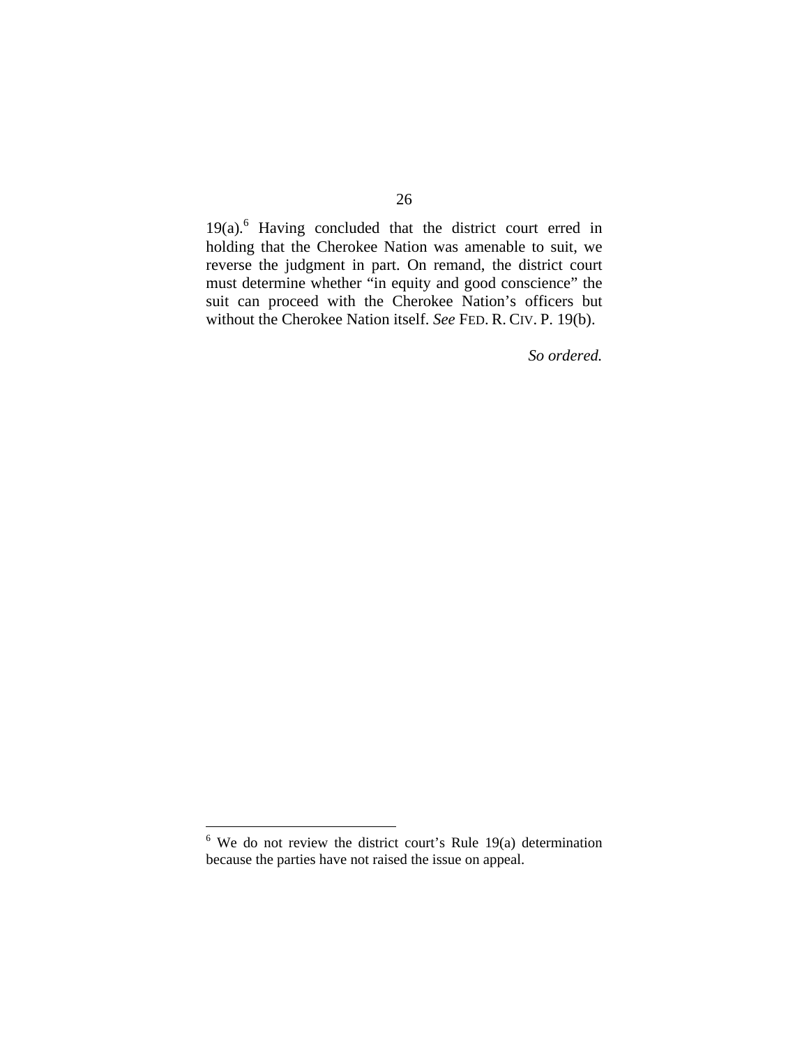19(a).[6] Having concluded that the district court erred in holding that the Cherokee Nation was amenable to suit, we reverse the judgment in part. On remand, the district court must determine whether "in equity and good conscience" the suit can proceed with the Cherokee Nation's officers but without the Cherokee Nation itself. *See* FED. R. CIV. P. 19(b).

*So ordered.*

---

[6] We do not review the district court's Rule 19(a) determination because the parties have not raised the issue on appeal.